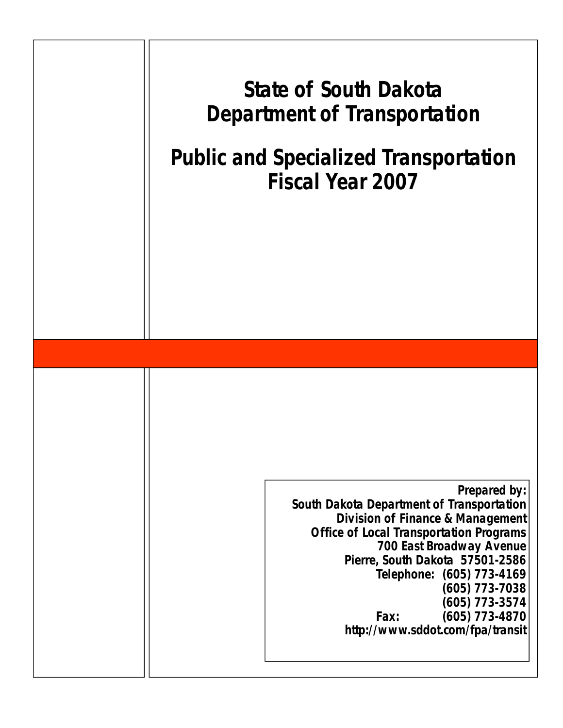# State of South Dakota
# Department of Transportation

# Public and Specialized Transportation
# Fiscal Year 2007

**Prepared by:**
**South Dakota Department of Transportation**
**Division of Finance & Management**
**Office of Local Transportation Programs**
**700 East Broadway Avenue**
**Pierre, South Dakota 57501-2586**
**Telephone: (605) 773-4169**
**(605) 773-7038**
**(605) 773-3574**
**Fax: (605) 773-4870**
**http://www.sddot.com/fpa/transit**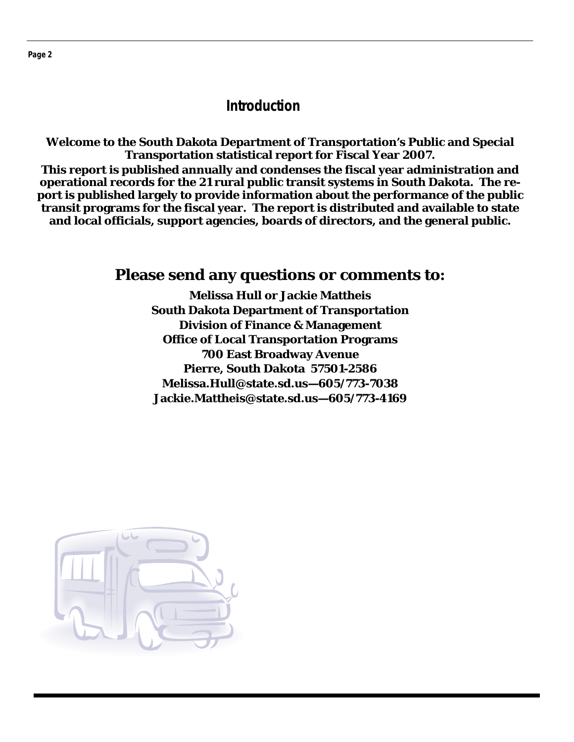# Introduction

**Welcome to the South Dakota Department of Transportation's Public and Special Transportation statistical report for Fiscal Year 2007.**

**This report is published annually and condenses the fiscal year administration and operational records for the 21 rural public transit systems in South Dakota. The report is published largely to provide information about the performance of the public transit programs for the fiscal year. The report is distributed and available to state and local officials, support agencies, boards of directors, and the general public.**

## Please send any questions or comments to:

**Melissa Hull or Jackie Mattheis**
**South Dakota Department of Transportation**
**Division of Finance & Management**
**Office of Local Transportation Programs**
**700 East Broadway Avenue**
**Pierre, South Dakota 57501-2586**
**Melissa.Hull@state.sd.us—605/773-7038**
**Jackie.Mattheis@state.sd.us—605/773-4169**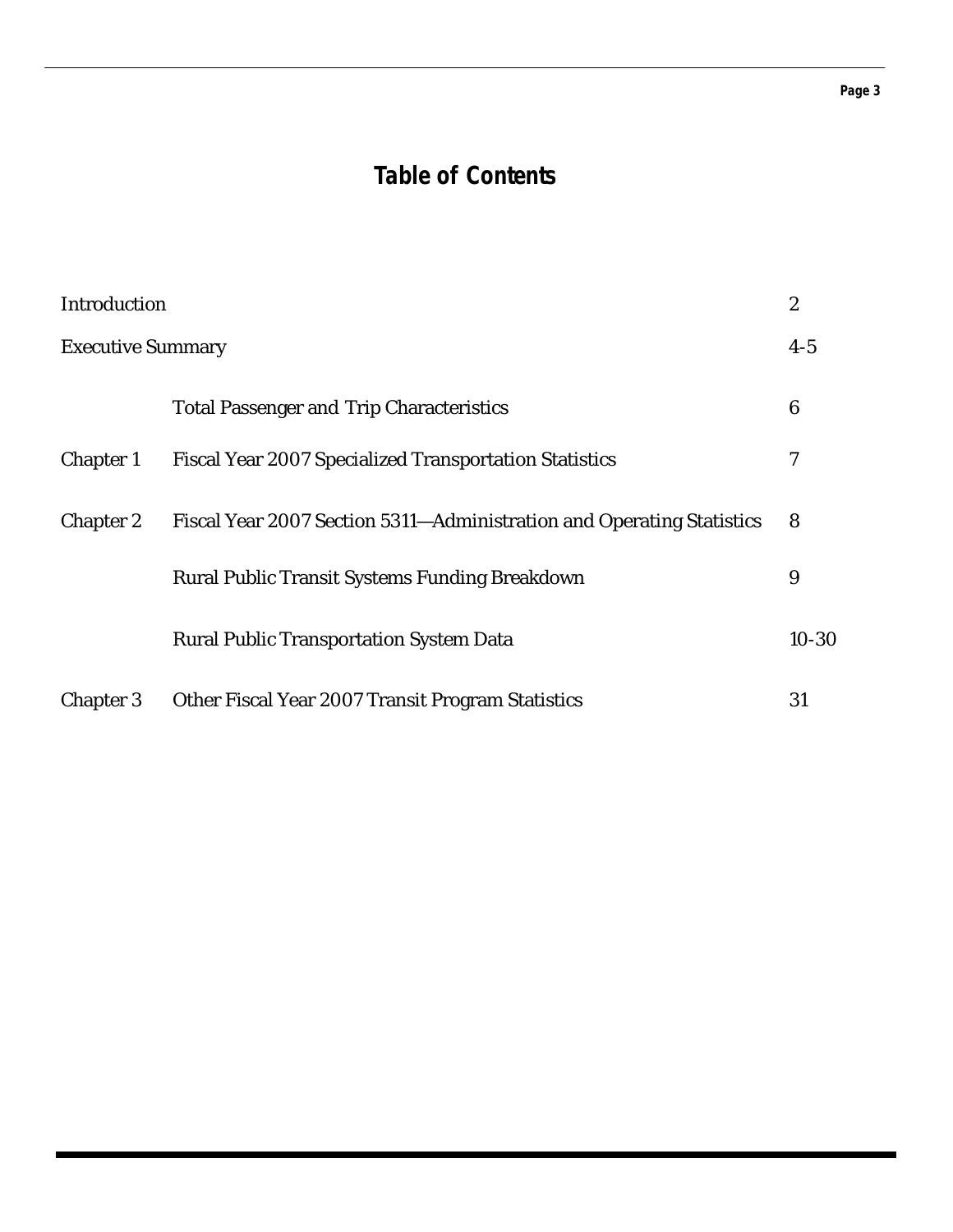# Table of Contents

| | | |
|---|---|---|
| Introduction | | 2 |
| Executive Summary | | 4-5 |
| | Total Passenger and Trip Characteristics | 6 |
| Chapter 1 | Fiscal Year 2007 Specialized Transportation Statistics | 7 |
| Chapter 2 | Fiscal Year 2007 Section 5311—Administration and Operating Statistics | 8 |
| | Rural Public Transit Systems Funding Breakdown | 9 |
| | Rural Public Transportation System Data | 10-30 |
| Chapter 3 | Other Fiscal Year 2007 Transit Program Statistics | 31 |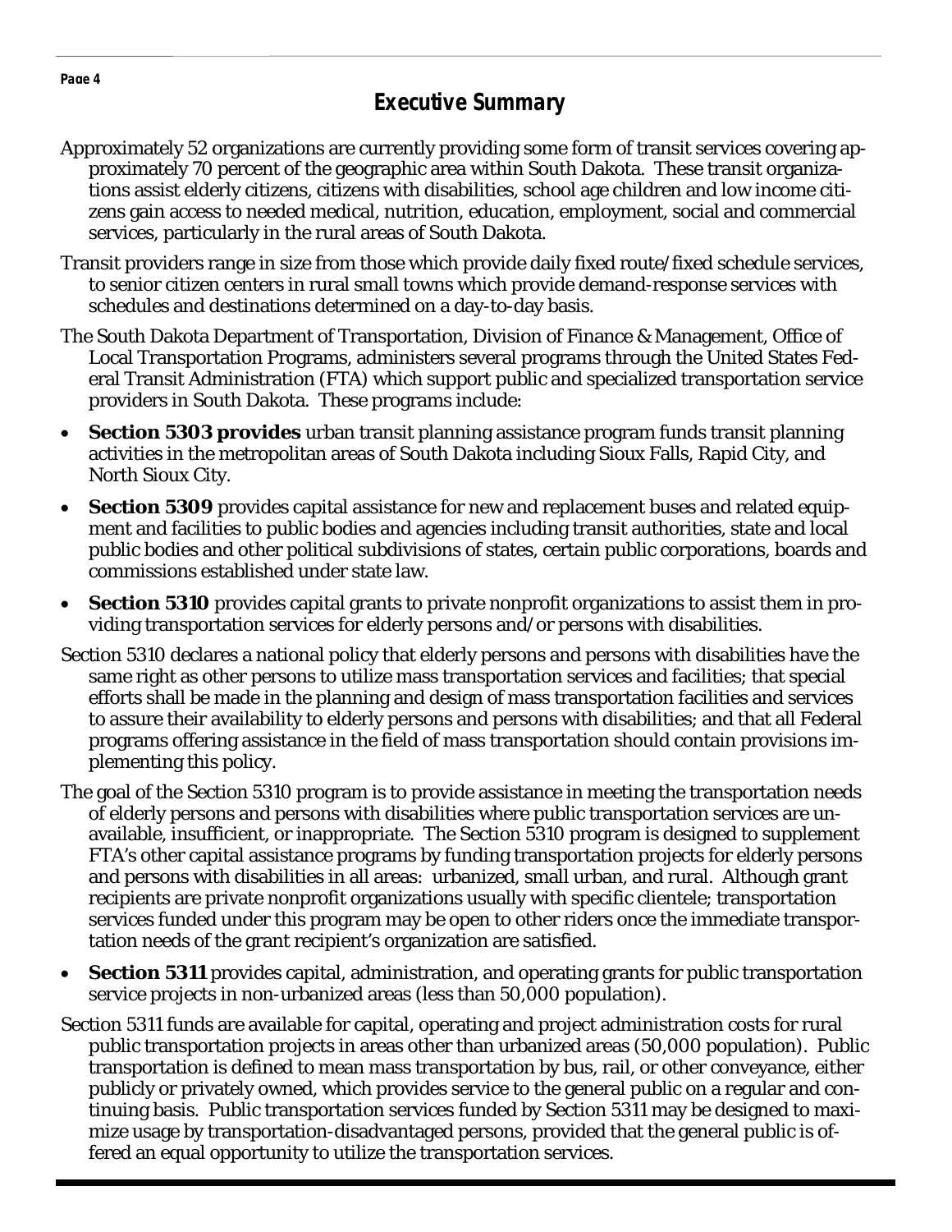## Executive Summary

Approximately 52 organizations are currently providing some form of transit services covering approximately 70 percent of the geographic area within South Dakota. These transit organizations assist elderly citizens, citizens with disabilities, school age children and low income citizens gain access to needed medical, nutrition, education, employment, social and commercial services, particularly in the rural areas of South Dakota.

Transit providers range in size from those which provide daily fixed route/fixed schedule services, to senior citizen centers in rural small towns which provide demand-response services with schedules and destinations determined on a day-to-day basis.

The South Dakota Department of Transportation, Division of Finance & Management, Office of Local Transportation Programs, administers several programs through the United States Federal Transit Administration (FTA) which support public and specialized transportation service providers in South Dakota. These programs include:

- **Section 5303 provides** urban transit planning assistance program funds transit planning activities in the metropolitan areas of South Dakota including Sioux Falls, Rapid City, and North Sioux City.
- **Section 5309** provides capital assistance for new and replacement buses and related equipment and facilities to public bodies and agencies including transit authorities, state and local public bodies and other political subdivisions of states, certain public corporations, boards and commissions established under state law.
- **Section 5310** provides capital grants to private nonprofit organizations to assist them in providing transportation services for elderly persons and/or persons with disabilities.

Section 5310 declares a national policy that elderly persons and persons with disabilities have the same right as other persons to utilize mass transportation services and facilities; that special efforts shall be made in the planning and design of mass transportation facilities and services to assure their availability to elderly persons and persons with disabilities; and that all Federal programs offering assistance in the field of mass transportation should contain provisions implementing this policy.

The goal of the Section 5310 program is to provide assistance in meeting the transportation needs of elderly persons and persons with disabilities where public transportation services are unavailable, insufficient, or inappropriate. The Section 5310 program is designed to supplement FTA's other capital assistance programs by funding transportation projects for elderly persons and persons with disabilities in all areas: urbanized, small urban, and rural. Although grant recipients are private nonprofit organizations usually with specific clientele; transportation services funded under this program may be open to other riders once the immediate transportation needs of the grant recipient's organization are satisfied.

- **Section 5311** provides capital, administration, and operating grants for public transportation service projects in non-urbanized areas (less than 50,000 population).

Section 5311 funds are available for capital, operating and project administration costs for rural public transportation projects in areas other than urbanized areas (50,000 population). Public transportation is defined to mean mass transportation by bus, rail, or other conveyance, either publicly or privately owned, which provides service to the general public on a regular and continuing basis. Public transportation services funded by Section 5311 may be designed to maximize usage by transportation-disadvantaged persons, provided that the general public is offered an equal opportunity to utilize the transportation services.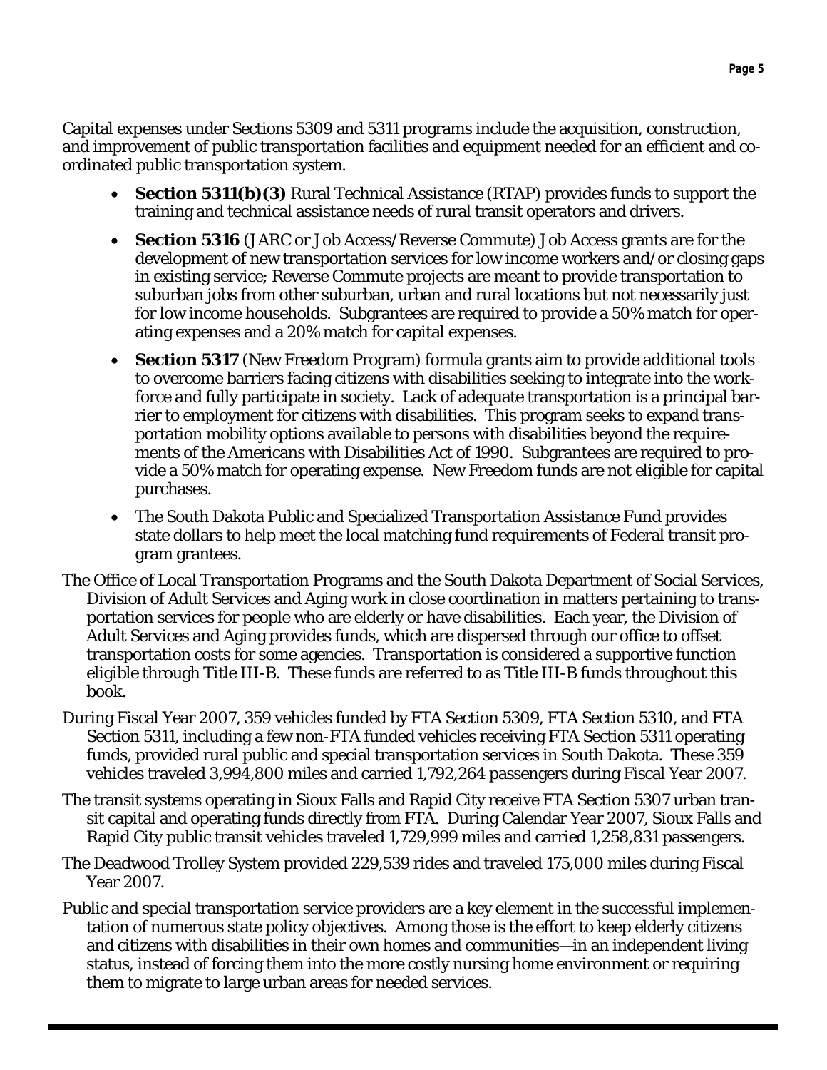Capital expenses under Sections 5309 and 5311 programs include the acquisition, construction, and improvement of public transportation facilities and equipment needed for an efficient and coordinated public transportation system.

- **Section 5311(b)(3)** Rural Technical Assistance (RTAP) provides funds to support the training and technical assistance needs of rural transit operators and drivers.
- **Section 5316** (JARC or Job Access/Reverse Commute) Job Access grants are for the development of new transportation services for low income workers and/or closing gaps in existing service; Reverse Commute projects are meant to provide transportation to suburban jobs from other suburban, urban and rural locations but not necessarily just for low income households. Subgrantees are required to provide a 50% match for operating expenses and a 20% match for capital expenses.
- **Section 5317** (New Freedom Program) formula grants aim to provide additional tools to overcome barriers facing citizens with disabilities seeking to integrate into the workforce and fully participate in society. Lack of adequate transportation is a principal barrier to employment for citizens with disabilities. This program seeks to expand transportation mobility options available to persons with disabilities beyond the requirements of the Americans with Disabilities Act of 1990. Subgrantees are required to provide a 50% match for operating expense. New Freedom funds are not eligible for capital purchases.
- The South Dakota Public and Specialized Transportation Assistance Fund provides state dollars to help meet the local matching fund requirements of Federal transit program grantees.

The Office of Local Transportation Programs and the South Dakota Department of Social Services, Division of Adult Services and Aging work in close coordination in matters pertaining to transportation services for people who are elderly or have disabilities. Each year, the Division of Adult Services and Aging provides funds, which are dispersed through our office to offset transportation costs for some agencies. Transportation is considered a supportive function eligible through Title III-B. These funds are referred to as Title III-B funds throughout this book.

During Fiscal Year 2007, 359 vehicles funded by FTA Section 5309, FTA Section 5310, and FTA Section 5311, including a few non-FTA funded vehicles receiving FTA Section 5311 operating funds, provided rural public and special transportation services in South Dakota. These 359 vehicles traveled 3,994,800 miles and carried 1,792,264 passengers during Fiscal Year 2007.

The transit systems operating in Sioux Falls and Rapid City receive FTA Section 5307 urban transit capital and operating funds directly from FTA. During Calendar Year 2007, Sioux Falls and Rapid City public transit vehicles traveled 1,729,999 miles and carried 1,258,831 passengers.

The Deadwood Trolley System provided 229,539 rides and traveled 175,000 miles during Fiscal Year 2007.

Public and special transportation service providers are a key element in the successful implementation of numerous state policy objectives. Among those is the effort to keep elderly citizens and citizens with disabilities in their own homes and communities—in an independent living status, instead of forcing them into the more costly nursing home environment or requiring them to migrate to large urban areas for needed services.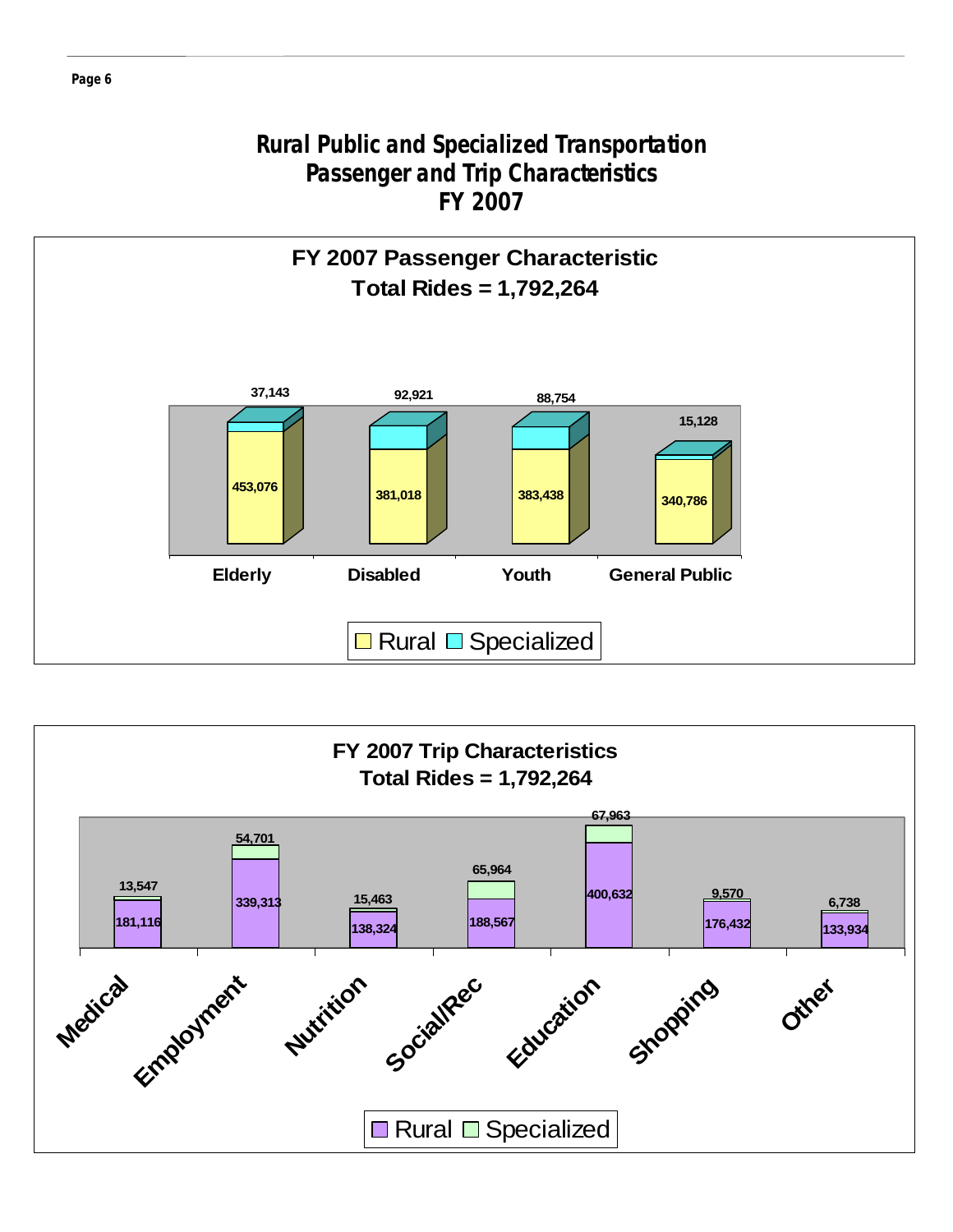# Rural Public and Specialized Transportation
# Passenger and Trip Characteristics
# FY 2007

## FY 2007 Passenger Characteristic
### Total Rides = 1,792,264

| | Rural | Specialized |
|---|---|---|
| Elderly | 453,076 | 37,143 |
| Disabled | 381,018 | 92,921 |
| Youth | 383,438 | 88,754 |
| General Public | 340,786 | 15,128 |

## FY 2007 Trip Characteristics
### Total Rides = 1,792,264

| | Rural | Specialized |
|---|---|---|
| Medical | 181,116 | 13,547 |
| Employment | 339,313 | 54,701 |
| Nutrition | 138,324 | 15,463 |
| Social/Rec | 188,567 | 65,964 |
| Education | 400,632 | 67,963 |
| Shopping | 176,432 | 9,570 |
| Other | 133,934 | 6,738 |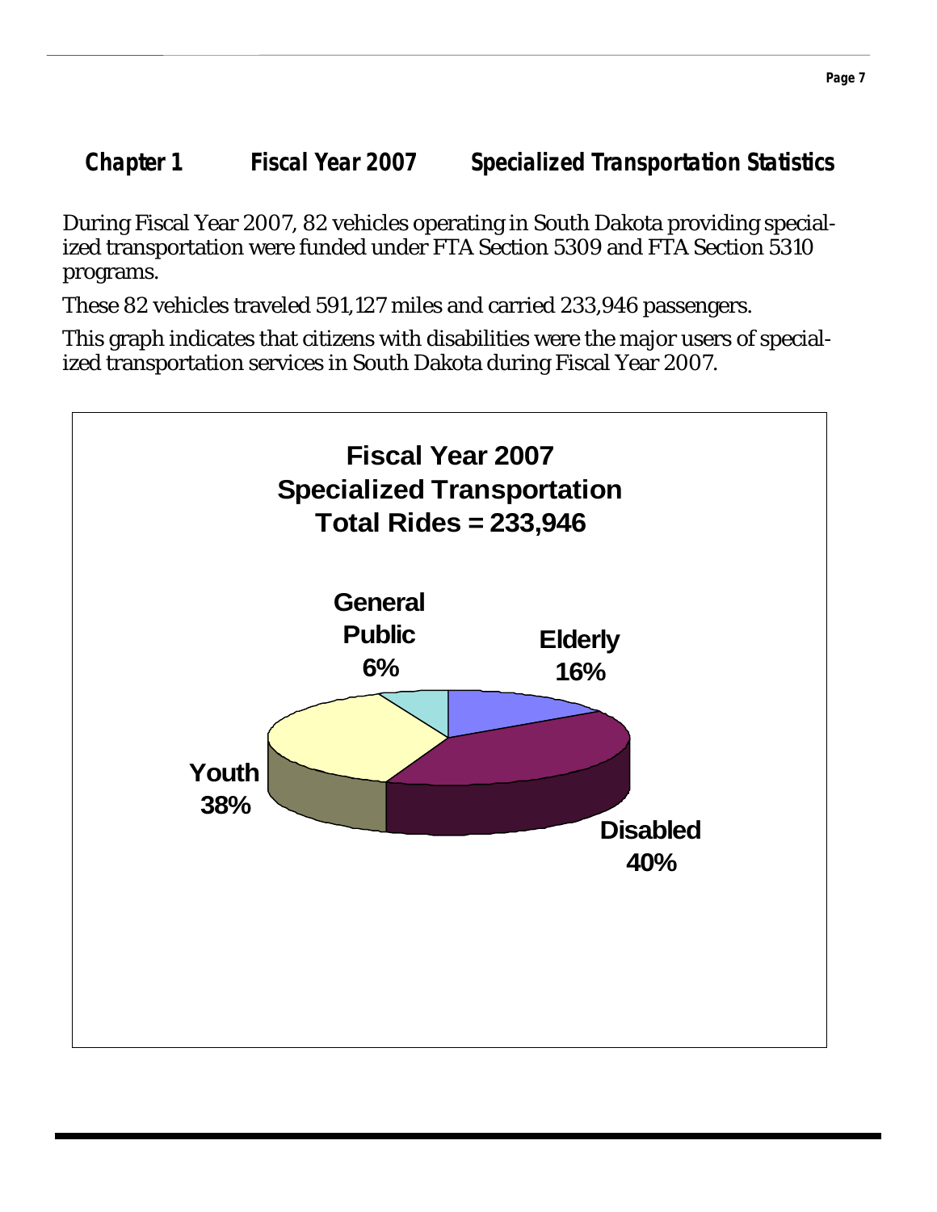## Chapter 1 Fiscal Year 2007 Specialized Transportation Statistics

During Fiscal Year 2007, 82 vehicles operating in South Dakota providing specialized transportation were funded under FTA Section 5309 and FTA Section 5310 programs.

These 82 vehicles traveled 591,127 miles and carried 233,946 passengers.

This graph indicates that citizens with disabilities were the major users of specialized transportation services in South Dakota during Fiscal Year 2007.

**Fiscal Year 2007**
**Specialized Transportation**
**Total Rides = 233,946**

| Category | Percent |
|---|---|
| General Public | 6% |
| Elderly | 16% |
| Disabled | 40% |
| Youth | 38% |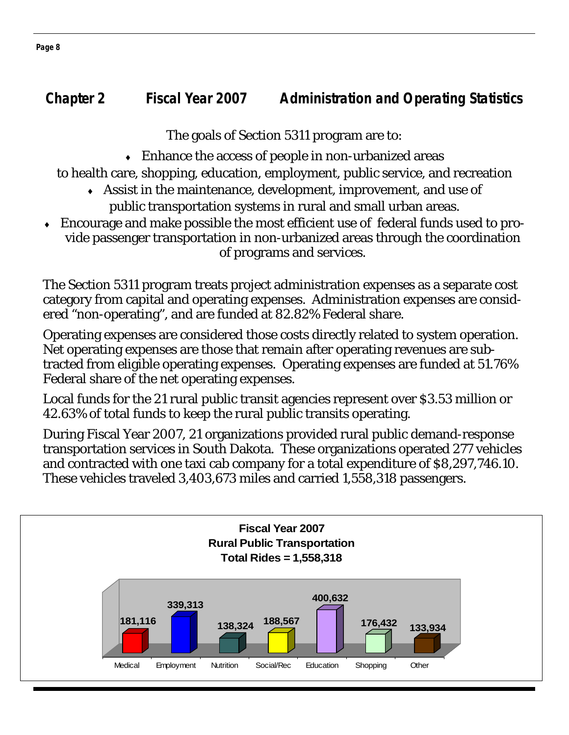# Chapter 2 Fiscal Year 2007 Administration and Operating Statistics

The goals of Section 5311 program are to:

- Enhance the access of people in non-urbanized areas to health care, shopping, education, employment, public service, and recreation
- Assist in the maintenance, development, improvement, and use of public transportation systems in rural and small urban areas.
- Encourage and make possible the most efficient use of federal funds used to provide passenger transportation in non-urbanized areas through the coordination of programs and services.

The Section 5311 program treats project administration expenses as a separate cost category from capital and operating expenses. Administration expenses are considered "non-operating", and are funded at 82.82% Federal share.

Operating expenses are considered those costs directly related to system operation. Net operating expenses are those that remain after operating revenues are subtracted from eligible operating expenses. Operating expenses are funded at 51.76% Federal share of the net operating expenses.

Local funds for the 21 rural public transit agencies represent over $3.53 million or 42.63% of total funds to keep the rural public transits operating.

During Fiscal Year 2007, 21 organizations provided rural public demand-response transportation services in South Dakota. These organizations operated 277 vehicles and contracted with one taxi cab company for a total expenditure of $8,297,746.10. These vehicles traveled 3,403,673 miles and carried 1,558,318 passengers.

**Fiscal Year 2007**
**Rural Public Transportation**
**Total Rides = 1,558,318**

| Medical | Employment | Nutrition | Social/Rec | Education | Shopping | Other |
|---|---|---|---|---|---|---|
| 181,116 | 339,313 | 138,324 | 188,567 | 400,632 | 176,432 | 133,934 |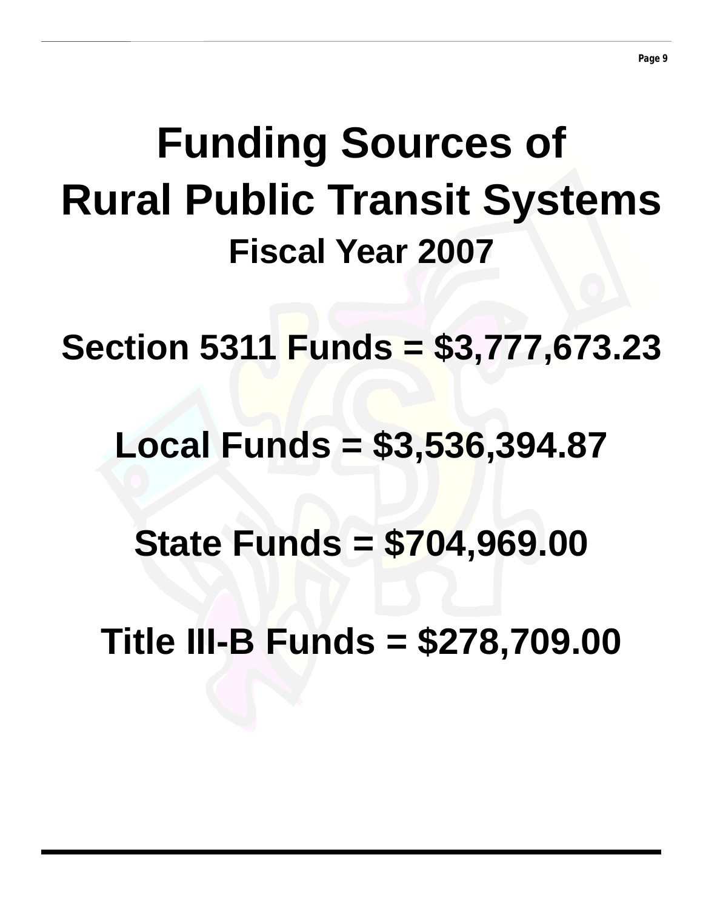# Funding Sources of Rural Public Transit Systems

## Fiscal Year 2007

**Section 5311 Funds = $3,777,673.23**

**Local Funds = $3,536,394.87**

**State Funds = $704,969.00**

**Title III-B Funds = $278,709.00**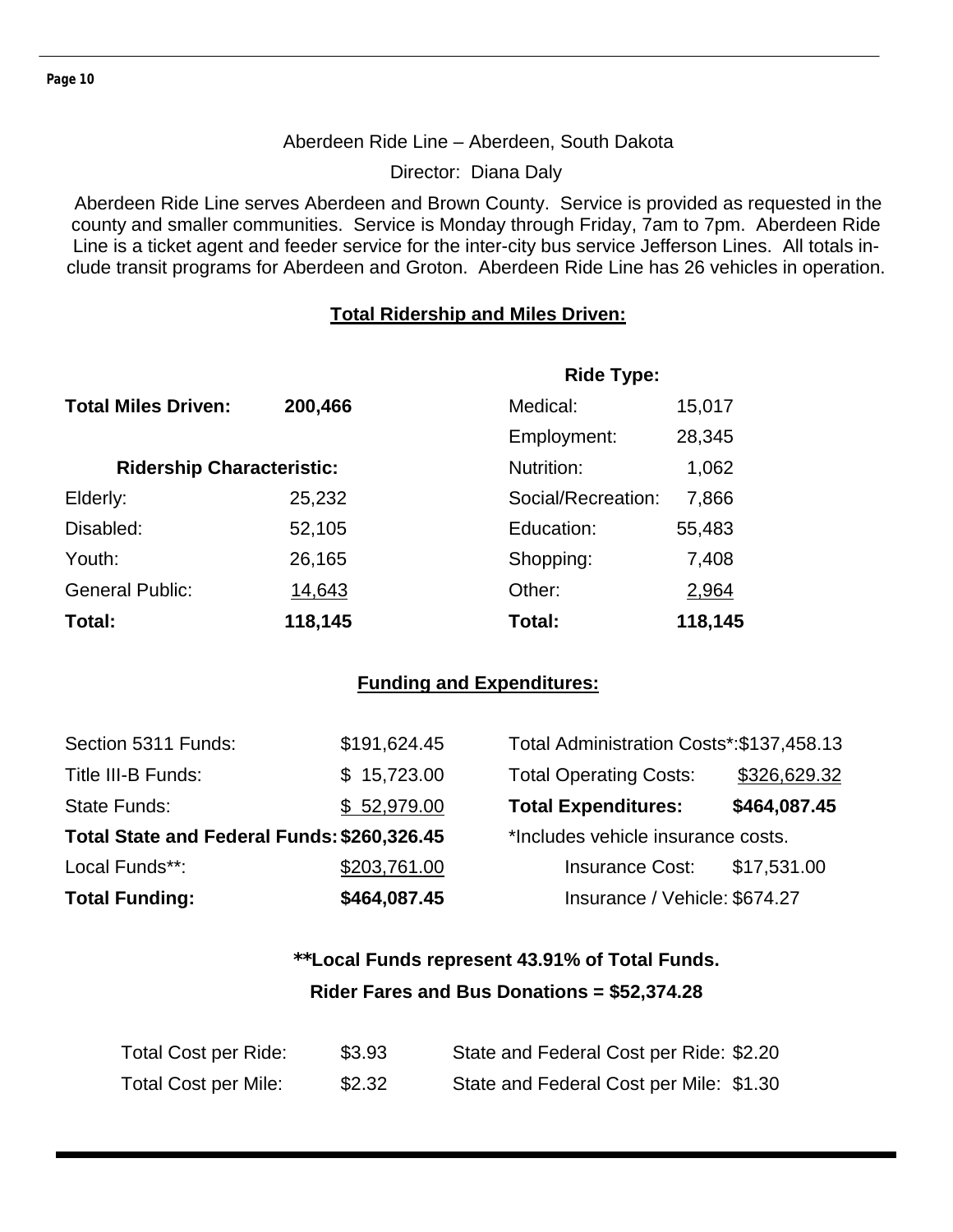Aberdeen Ride Line – Aberdeen, South Dakota

Director: Diana Daly

Aberdeen Ride Line serves Aberdeen and Brown County. Service is provided as requested in the county and smaller communities. Service is Monday through Friday, 7am to 7pm. Aberdeen Ride Line is a ticket agent and feeder service for the inter-city bus service Jefferson Lines. All totals include transit programs for Aberdeen and Groton. Aberdeen Ride Line has 26 vehicles in operation.

## Total Ridership and Miles Driven:

**Total Miles Driven:** **200,466**

| **Ridership Characteristic:** | |
|---|---|
| Elderly: | 25,232 |
| Disabled: | 52,105 |
| Youth: | 26,165 |
| General Public: | 14,643 |
| **Total:** | **118,145** |

| **Ride Type:** | |
|---|---|
| Medical: | 15,017 |
| Employment: | 28,345 |
| Nutrition: | 1,062 |
| Social/Recreation: | 7,866 |
| Education: | 55,483 |
| Shopping: | 7,408 |
| Other: | 2,964 |
| **Total:** | **118,145** |

## Funding and Expenditures:

| | |
|---|---|
| Section 5311 Funds: | $191,624.45 |
| Title III-B Funds: | $ 15,723.00 |
| State Funds: | $ 52,979.00 |
| **Total State and Federal Funds:** | **$260,326.45** |
| Local Funds**: | $203,761.00 |
| **Total Funding:** | **$464,087.45** |

| | |
|---|---|
| Total Administration Costs*: | $137,458.13 |
| Total Operating Costs: | $326,629.32 |
| **Total Expenditures:** | **$464,087.45** |

*Includes vehicle insurance costs.

| | |
|---|---|
| Insurance Cost: | $17,531.00 |
| Insurance / Vehicle: | $674.27 |

**\*\*Local Funds represent 43.91% of Total Funds.**

**Rider Fares and Bus Donations = $52,374.28**

| | | | |
|---|---|---|---|
| Total Cost per Ride: | $3.93 | State and Federal Cost per Ride: | $2.20 |
| Total Cost per Mile: | $2.32 | State and Federal Cost per Mile: | $1.30 |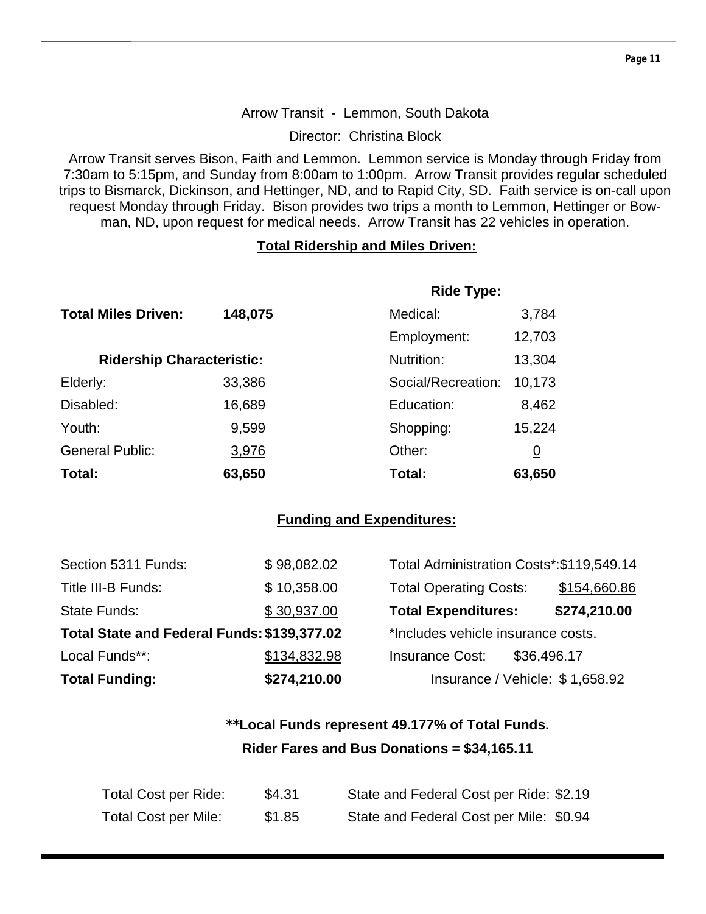Arrow Transit - Lemmon, South Dakota

Director: Christina Block

Arrow Transit serves Bison, Faith and Lemmon. Lemmon service is Monday through Friday from 7:30am to 5:15pm, and Sunday from 8:00am to 1:00pm. Arrow Transit provides regular scheduled trips to Bismarck, Dickinson, and Hettinger, ND, and to Rapid City, SD. Faith service is on-call upon request Monday through Friday. Bison provides two trips a month to Lemmon, Hettinger or Bowman, ND, upon request for medical needs. Arrow Transit has 22 vehicles in operation.

**Total Ridership and Miles Driven:**

**Total Miles Driven:** **148,075**

| **Ridership Characteristic:** | |
|---|---|
| Elderly: | 33,386 |
| Disabled: | 16,689 |
| Youth: | 9,599 |
| General Public: | 3,976 |
| **Total:** | **63,650** |

| **Ride Type:** | |
|---|---|
| Medical: | 3,784 |
| Employment: | 12,703 |
| Nutrition: | 13,304 |
| Social/Recreation: | 10,173 |
| Education: | 8,462 |
| Shopping: | 15,224 |
| Other: | 0 |
| **Total:** | **63,650** |

**Funding and Expenditures:**

| | |
|---|---|
| Section 5311 Funds: | $ 98,082.02 |
| Title III-B Funds: | $ 10,358.00 |
| State Funds: | $ 30,937.00 |
| **Total State and Federal Funds:** | **$139,377.02** |
| Local Funds**: | $134,832.98 |
| **Total Funding:** | **$274,210.00** |

| | |
|---|---|
| Total Administration Costs*: | $119,549.14 |
| Total Operating Costs: | $154,660.86 |
| **Total Expenditures:** | **$274,210.00** |

*Includes vehicle insurance costs.

Insurance Cost: $36,496.17

Insurance / Vehicle: $ 1,658.92

****Local Funds represent 49.177% of Total Funds.**

**Rider Fares and Bus Donations = $34,165.11**

| | | | |
|---|---|---|---|
| Total Cost per Ride: | $4.31 | State and Federal Cost per Ride: | $2.19 |
| Total Cost per Mile: | $1.85 | State and Federal Cost per Mile: | $0.94 |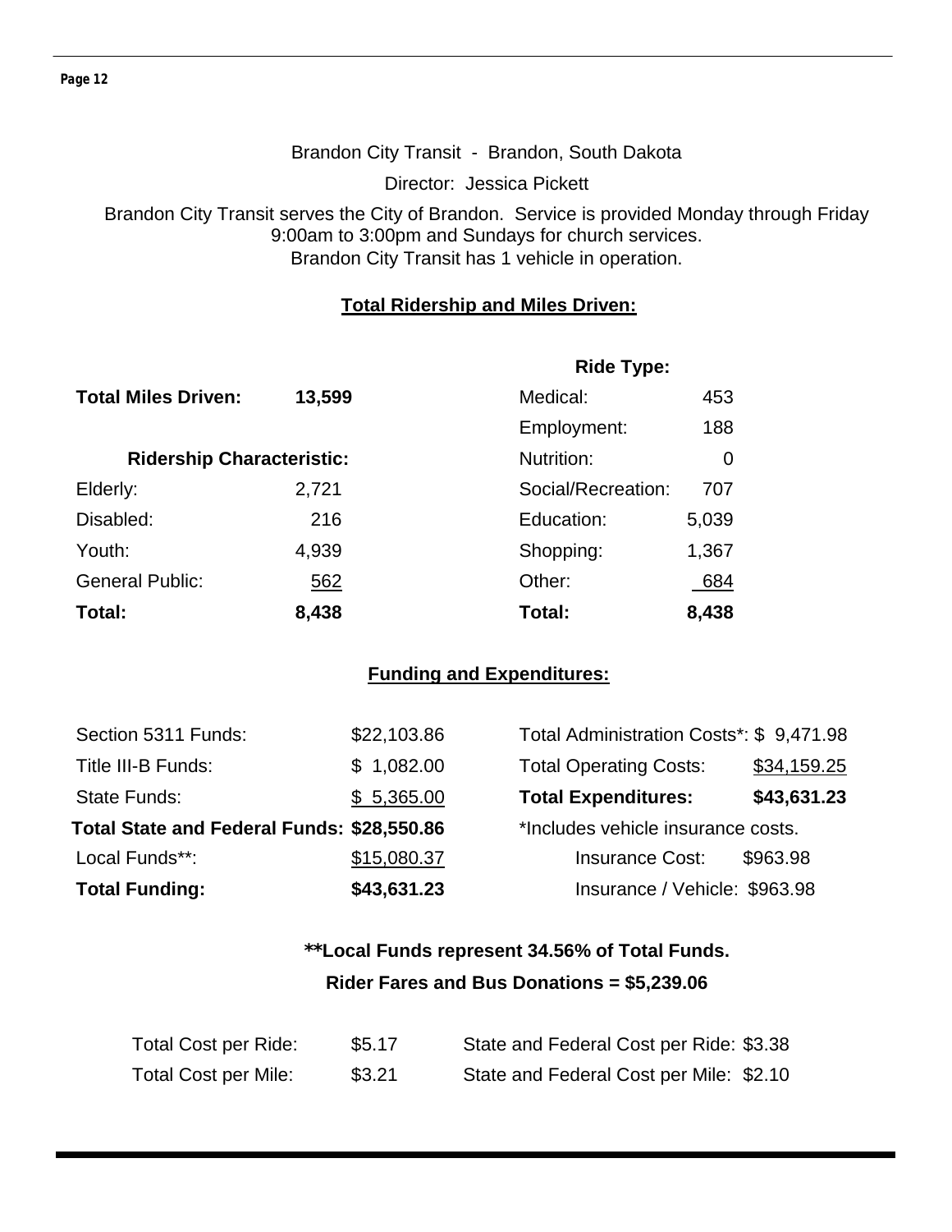Brandon City Transit - Brandon, South Dakota

Director: Jessica Pickett

Brandon City Transit serves the City of Brandon. Service is provided Monday through Friday 9:00am to 3:00pm and Sundays for church services.
Brandon City Transit has 1 vehicle in operation.

## Total Ridership and Miles Driven:

**Total Miles Driven:** **13,599**

| Ridership Characteristic: | |
|---|---|
| Elderly: | 2,721 |
| Disabled: | 216 |
| Youth: | 4,939 |
| General Public: | 562 |
| **Total:** | **8,438** |

| Ride Type: | |
|---|---|
| Medical: | 453 |
| Employment: | 188 |
| Nutrition: | 0 |
| Social/Recreation: | 707 |
| Education: | 5,039 |
| Shopping: | 1,367 |
| Other: | 684 |
| **Total:** | **8,438** |

## Funding and Expenditures:

| | |
|---|---|
| Section 5311 Funds: | $22,103.86 |
| Title III-B Funds: | $ 1,082.00 |
| State Funds: | $ 5,365.00 |
| **Total State and Federal Funds:** | **$28,550.86** |
| Local Funds**: | $15,080.37 |
| **Total Funding:** | **$43,631.23** |

| | |
|---|---|
| Total Administration Costs*: | $ 9,471.98 |
| Total Operating Costs: | $34,159.25 |
| **Total Expenditures:** | **$43,631.23** |

*Includes vehicle insurance costs.

Insurance Cost: $963.98

Insurance / Vehicle: $963.98

**\*\*Local Funds represent 34.56% of Total Funds.**

**Rider Fares and Bus Donations = $5,239.06**

| | | | |
|---|---|---|---|
| Total Cost per Ride: | $5.17 | State and Federal Cost per Ride: | $3.38 |
| Total Cost per Mile: | $3.21 | State and Federal Cost per Mile: | $2.10 |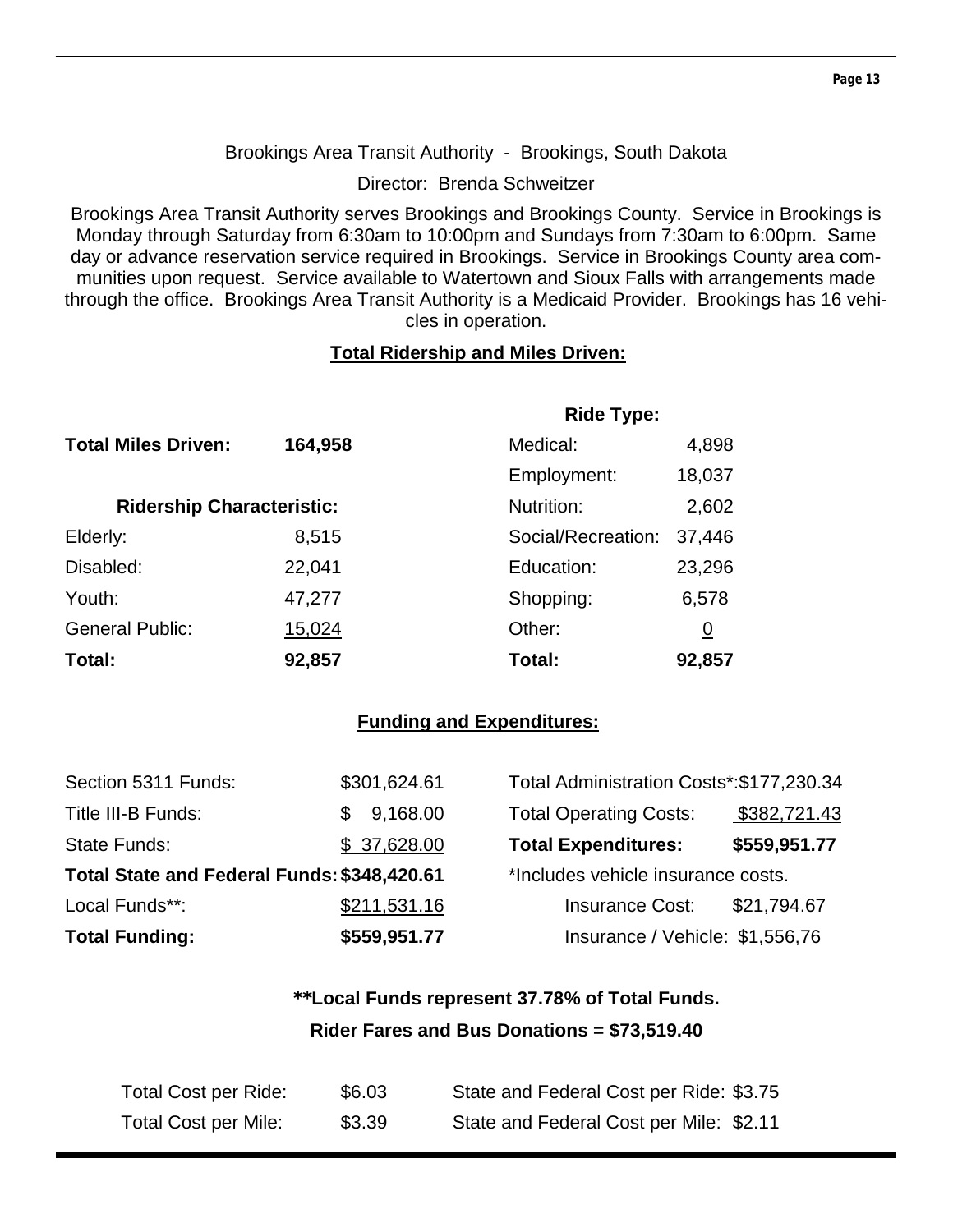Brookings Area Transit Authority - Brookings, South Dakota

Director: Brenda Schweitzer

Brookings Area Transit Authority serves Brookings and Brookings County. Service in Brookings is Monday through Saturday from 6:30am to 10:00pm and Sundays from 7:30am to 6:00pm. Same day or advance reservation service required in Brookings. Service in Brookings County area communities upon request. Service available to Watertown and Sioux Falls with arrangements made through the office. Brookings Area Transit Authority is a Medicaid Provider. Brookings has 16 vehicles in operation.

## Total Ridership and Miles Driven:

**Total Miles Driven:** **164,958**

| Ridership Characteristic: | |
|---|---|
| Elderly: | 8,515 |
| Disabled: | 22,041 |
| Youth: | 47,277 |
| General Public: | 15,024 |
| **Total:** | **92,857** |

| Ride Type: | |
|---|---|
| Medical: | 4,898 |
| Employment: | 18,037 |
| Nutrition: | 2,602 |
| Social/Recreation: | 37,446 |
| Education: | 23,296 |
| Shopping: | 6,578 |
| Other: | 0 |
| **Total:** | **92,857** |

## Funding and Expenditures:

| | |
|---|---|
| Section 5311 Funds: | $301,624.61 |
| Title III-B Funds: | $ 9,168.00 |
| State Funds: | $ 37,628.00 |
| **Total State and Federal Funds:** | **$348,420.61** |
| Local Funds**: | $211,531.16 |
| **Total Funding:** | **$559,951.77** |

| | |
|---|---|
| Total Administration Costs*: | $177,230.34 |
| Total Operating Costs: | $382,721.43 |
| **Total Expenditures:** | **$559,951.77** |

*Includes vehicle insurance costs.

| | |
|---|---|
| Insurance Cost: | $21,794.67 |
| Insurance / Vehicle: | $1,556,76 |

**\*\*Local Funds represent 37.78% of Total Funds.**

**Rider Fares and Bus Donations = $73,519.40**

| | | | |
|---|---|---|---|
| Total Cost per Ride: | $6.03 | State and Federal Cost per Ride: | $3.75 |
| Total Cost per Mile: | $3.39 | State and Federal Cost per Mile: | $2.11 |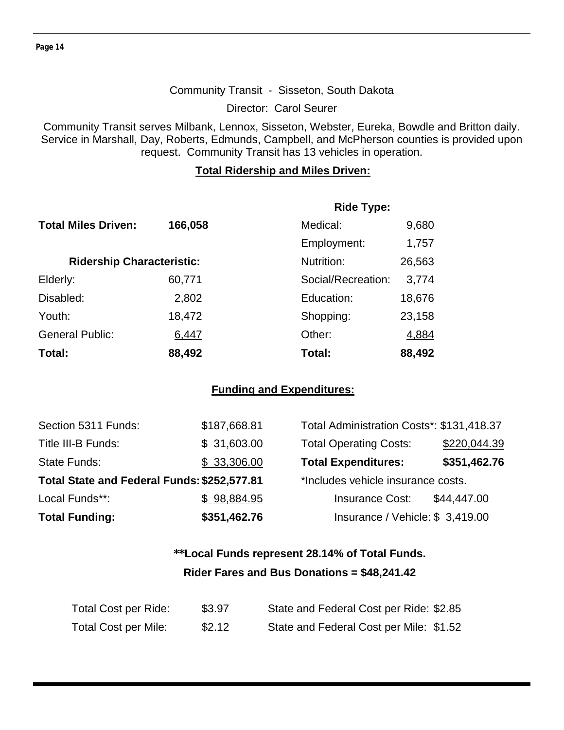## Community Transit - Sisseton, South Dakota

Director: Carol Seurer

Community Transit serves Milbank, Lennox, Sisseton, Webster, Eureka, Bowdle and Britton daily. Service in Marshall, Day, Roberts, Edmunds, Campbell, and McPherson counties is provided upon request. Community Transit has 13 vehicles in operation.

### Total Ridership and Miles Driven:

**Total Miles Driven:** **166,058**

| Ridership Characteristic: | |
|---|---|
| Elderly: | 60,771 |
| Disabled: | 2,802 |
| Youth: | 18,472 |
| General Public: | 6,447 |
| **Total:** | **88,492** |

| Ride Type: | |
|---|---|
| Medical: | 9,680 |
| Employment: | 1,757 |
| Nutrition: | 26,563 |
| Social/Recreation: | 3,774 |
| Education: | 18,676 |
| Shopping: | 23,158 |
| Other: | 4,884 |
| **Total:** | **88,492** |

### Funding and Expenditures:

| | |
|---|---|
| Section 5311 Funds: | $187,668.81 |
| Title III-B Funds: | $ 31,603.00 |
| State Funds: | $ 33,306.00 |
| **Total State and Federal Funds:** | **$252,577.81** |
| Local Funds**: | $ 98,884.95 |
| **Total Funding:** | **$351,462.76** |

| | |
|---|---|
| Total Administration Costs*: | $131,418.37 |
| Total Operating Costs: | $220,044.39 |
| **Total Expenditures:** | **$351,462.76** |

*Includes vehicle insurance costs.

| | |
|---|---|
| Insurance Cost: | $44,447.00 |
| Insurance / Vehicle: | $ 3,419.00 |

**\*\*Local Funds represent 28.14% of Total Funds.**

**Rider Fares and Bus Donations = $48,241.42**

| | | | |
|---|---|---|---|
| Total Cost per Ride: | $3.97 | State and Federal Cost per Ride: | $2.85 |
| Total Cost per Mile: | $2.12 | State and Federal Cost per Mile: | $1.52 |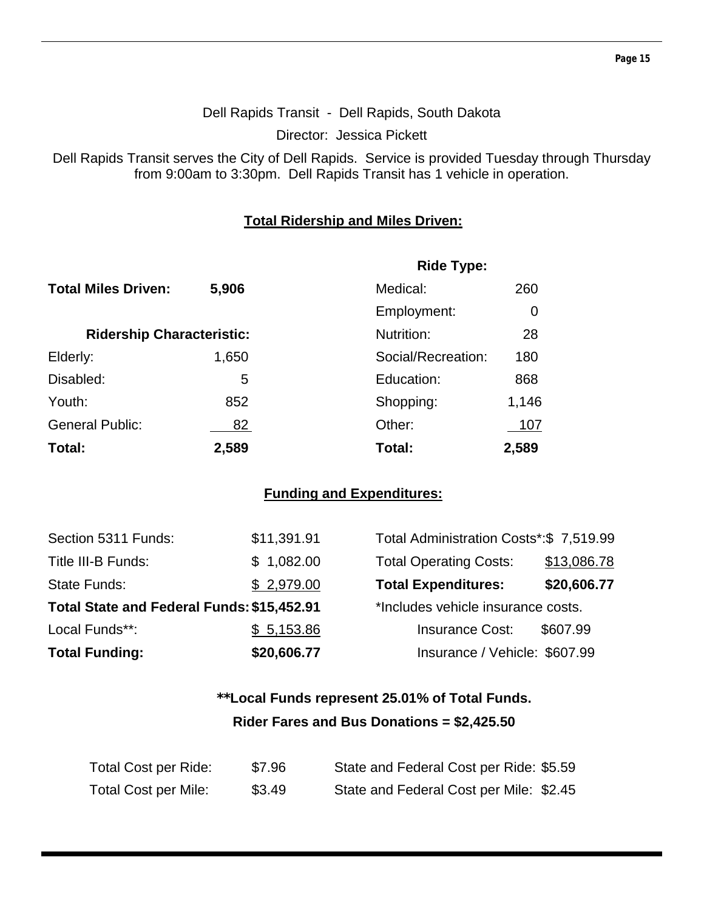Dell Rapids Transit - Dell Rapids, South Dakota

Director: Jessica Pickett

Dell Rapids Transit serves the City of Dell Rapids. Service is provided Tuesday through Thursday from 9:00am to 3:30pm. Dell Rapids Transit has 1 vehicle in operation.

## Total Ridership and Miles Driven:

**Total Miles Driven:** **5,906**

| **Ridership Characteristic:** | | **Ride Type:** | |
|---|---|---|---|
| Elderly: | 1,650 | Medical: | 260 |
| Disabled: | 5 | Employment: | 0 |
| Youth: | 852 | Nutrition: | 28 |
| General Public: | 82 | Social/Recreation: | 180 |
| | | Education: | 868 |
| | | Shopping: | 1,146 |
| | | Other: | 107 |
| **Total:** | **2,589** | **Total:** | **2,589** |

## Funding and Expenditures:

| | | | |
|---|---|---|---|
| Section 5311 Funds: | $11,391.91 | Total Administration Costs*: | $ 7,519.99 |
| Title III-B Funds: | $ 1,082.00 | Total Operating Costs: | $13,086.78 |
| State Funds: | $ 2,979.00 | **Total Expenditures:** | **$20,606.77** |
| **Total State and Federal Funds:** | **$15,452.91** | *Includes vehicle insurance costs. | |
| Local Funds**: | $ 5,153.86 | Insurance Cost: | $607.99 |
| **Total Funding:** | **$20,606.77** | Insurance / Vehicle: | $607.99 |

**\*\*Local Funds represent 25.01% of Total Funds.**

**Rider Fares and Bus Donations = $2,425.50**

| | | | |
|---|---|---|---|
| Total Cost per Ride: | $7.96 | State and Federal Cost per Ride: | $5.59 |
| Total Cost per Mile: | $3.49 | State and Federal Cost per Mile: | $2.45 |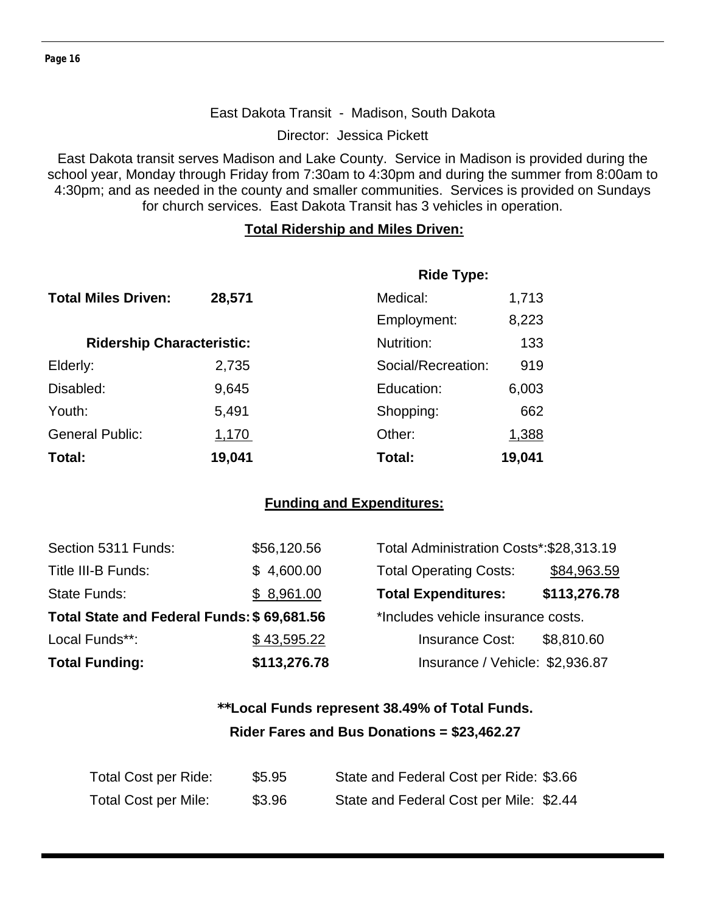## East Dakota Transit - Madison, South Dakota

Director: Jessica Pickett

East Dakota transit serves Madison and Lake County. Service in Madison is provided during the school year, Monday through Friday from 7:30am to 4:30pm and during the summer from 8:00am to 4:30pm; and as needed in the county and smaller communities. Services is provided on Sundays for church services. East Dakota Transit has 3 vehicles in operation.

### Total Ridership and Miles Driven:

**Total Miles Driven:** **28,571**

| Ridership Characteristic: | | Ride Type: | |
|---|---|---|---|
| | | Medical: | 1,713 |
| | | Employment: | 8,223 |
| | | Nutrition: | 133 |
| Elderly: | 2,735 | Social/Recreation: | 919 |
| Disabled: | 9,645 | Education: | 6,003 |
| Youth: | 5,491 | Shopping: | 662 |
| General Public: | 1,170 | Other: | 1,388 |
| **Total:** | **19,041** | **Total:** | **19,041** |

### Funding and Expenditures:

| | | | |
|---|---|---|---|
| Section 5311 Funds: | $56,120.56 | Total Administration Costs*: | $28,313.19 |
| Title III-B Funds: | $ 4,600.00 | Total Operating Costs: | $84,963.59 |
| State Funds: | $ 8,961.00 | **Total Expenditures:** | **$113,276.78** |
| **Total State and Federal Funds:** | **$ 69,681.56** | *Includes vehicle insurance costs. | |
| Local Funds**: | $ 43,595.22 | Insurance Cost: | $8,810.60 |
| **Total Funding:** | **$113,276.78** | Insurance / Vehicle: | $2,936.87 |

**\*\*Local Funds represent 38.49% of Total Funds.**

**Rider Fares and Bus Donations = $23,462.27**

| | | | |
|---|---|---|---|
| Total Cost per Ride: | $5.95 | State and Federal Cost per Ride: | $3.66 |
| Total Cost per Mile: | $3.96 | State and Federal Cost per Mile: | $2.44 |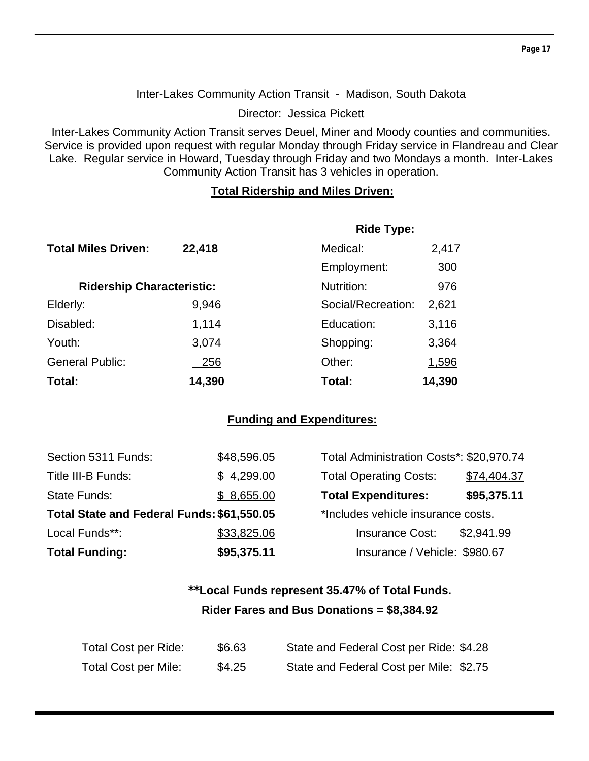Inter-Lakes Community Action Transit - Madison, South Dakota

Director: Jessica Pickett

Inter-Lakes Community Action Transit serves Deuel, Miner and Moody counties and communities. Service is provided upon request with regular Monday through Friday service in Flandreau and Clear Lake. Regular service in Howard, Tuesday through Friday and two Mondays a month. Inter-Lakes Community Action Transit has 3 vehicles in operation.

## Total Ridership and Miles Driven:

**Total Miles Driven:** **22,418**

| Ridership Characteristic: | | Ride Type: | |
|---|---|---|---|
| Elderly: | 9,946 | Medical: | 2,417 |
| Disabled: | 1,114 | Employment: | 300 |
| Youth: | 3,074 | Nutrition: | 976 |
| General Public: | 256 | Social/Recreation: | 2,621 |
| | | Education: | 3,116 |
| | | Shopping: | 3,364 |
| | | Other: | 1,596 |
| **Total:** | **14,390** | **Total:** | **14,390** |

## Funding and Expenditures:

| Funding | | Expenditures | |
|---|---|---|---|
| Section 5311 Funds: | $48,596.05 | Total Administration Costs*: | $20,970.74 |
| Title III-B Funds: | $ 4,299.00 | Total Operating Costs: | $74,404.37 |
| State Funds: | $ 8,655.00 | **Total Expenditures:** | **$95,375.11** |
| **Total State and Federal Funds:** | **$61,550.05** | *Includes vehicle insurance costs. | |
| Local Funds**: | $33,825.06 | Insurance Cost: | $2,941.99 |
| **Total Funding:** | **$95,375.11** | Insurance / Vehicle: | $980.67 |

**\*\*Local Funds represent 35.47% of Total Funds.**

**Rider Fares and Bus Donations = $8,384.92**

| | | | |
|---|---|---|---|
| Total Cost per Ride: | $6.63 | State and Federal Cost per Ride: | $4.28 |
| Total Cost per Mile: | $4.25 | State and Federal Cost per Mile: | $2.75 |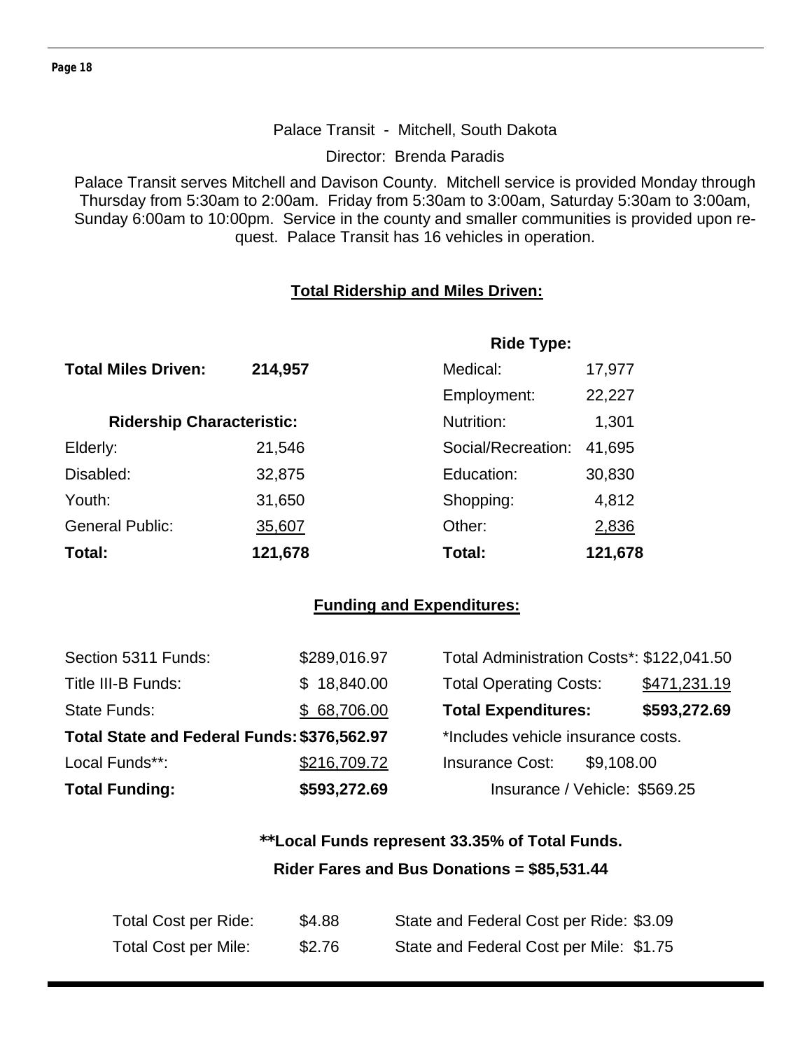Palace Transit - Mitchell, South Dakota

Director: Brenda Paradis

Palace Transit serves Mitchell and Davison County. Mitchell service is provided Monday through Thursday from 5:30am to 2:00am. Friday from 5:30am to 3:00am, Saturday 5:30am to 3:00am, Sunday 6:00am to 10:00pm. Service in the county and smaller communities is provided upon request. Palace Transit has 16 vehicles in operation.

## Total Ridership and Miles Driven:

**Total Miles Driven: 214,957**

| Ridership Characteristic: | | Ride Type: | |
|---|---|---|---|
| | | Medical: | 17,977 |
| | | Employment: | 22,227 |
| | | Nutrition: | 1,301 |
| Elderly: | 21,546 | Social/Recreation: | 41,695 |
| Disabled: | 32,875 | Education: | 30,830 |
| Youth: | 31,650 | Shopping: | 4,812 |
| General Public: | 35,607 | Other: | 2,836 |
| **Total:** | **121,678** | **Total:** | **121,678** |

## Funding and Expenditures:

| | | | |
|---|---|---|---|
| Section 5311 Funds: | $289,016.97 | Total Administration Costs*: | $122,041.50 |
| Title III-B Funds: | $ 18,840.00 | Total Operating Costs: | $471,231.19 |
| State Funds: | $ 68,706.00 | **Total Expenditures:** | **$593,272.69** |
| **Total State and Federal Funds:** | **$376,562.97** | *Includes vehicle insurance costs. | |
| Local Funds**: | $216,709.72 | Insurance Cost: | $9,108.00 |
| **Total Funding:** | **$593,272.69** | Insurance / Vehicle: | $569.25 |

**\*\*Local Funds represent 33.35% of Total Funds.**

**Rider Fares and Bus Donations = $85,531.44**

| | | | |
|---|---|---|---|
| Total Cost per Ride: | $4.88 | State and Federal Cost per Ride: | $3.09 |
| Total Cost per Mile: | $2.76 | State and Federal Cost per Mile: | $1.75 |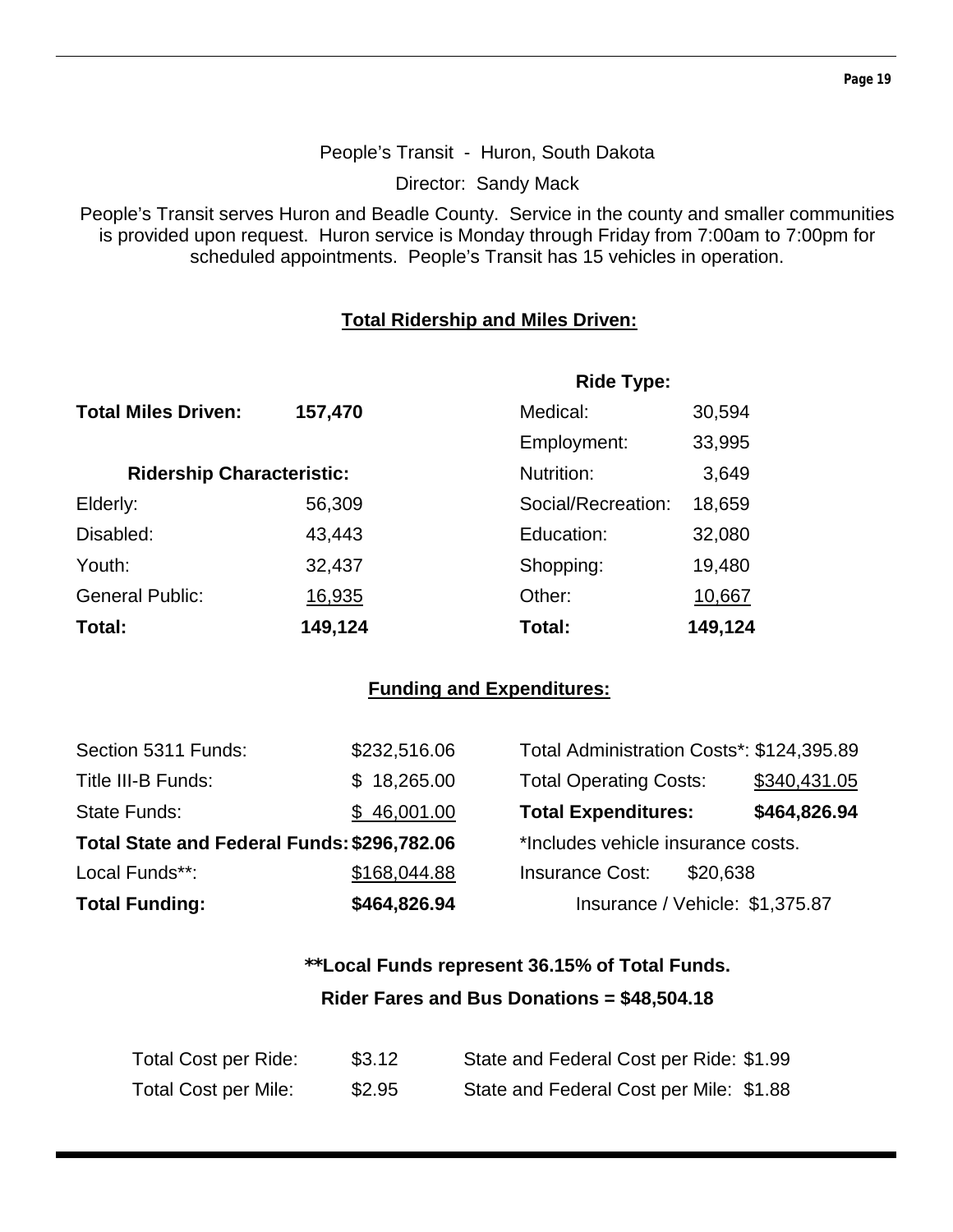People's Transit - Huron, South Dakota

Director: Sandy Mack

People's Transit serves Huron and Beadle County. Service in the county and smaller communities is provided upon request. Huron service is Monday through Friday from 7:00am to 7:00pm for scheduled appointments. People's Transit has 15 vehicles in operation.

## Total Ridership and Miles Driven:

| | | Ride Type: | |
|---|---|---|---|
| **Total Miles Driven:** | **157,470** | Medical: | 30,594 |
| | | Employment: | 33,995 |
| **Ridership Characteristic:** | | Nutrition: | 3,649 |
| Elderly: | 56,309 | Social/Recreation: | 18,659 |
| Disabled: | 43,443 | Education: | 32,080 |
| Youth: | 32,437 | Shopping: | 19,480 |
| General Public: | 16,935 | Other: | 10,667 |
| **Total:** | **149,124** | **Total:** | **149,124** |

## Funding and Expenditures:

| | | | |
|---|---|---|---|
| Section 5311 Funds: | $232,516.06 | Total Administration Costs*: | $124,395.89 |
| Title III-B Funds: | $ 18,265.00 | Total Operating Costs: | $340,431.05 |
| State Funds: | $ 46,001.00 | **Total Expenditures:** | **$464,826.94** |
| **Total State and Federal Funds:** | **$296,782.06** | *Includes vehicle insurance costs. | |
| Local Funds**: | $168,044.88 | Insurance Cost: | $20,638 |
| **Total Funding:** | **$464,826.94** | Insurance / Vehicle: | $1,375.87 |

**\*\*Local Funds represent 36.15% of Total Funds.**

**Rider Fares and Bus Donations = $48,504.18**

| | | | |
|---|---|---|---|
| Total Cost per Ride: | $3.12 | State and Federal Cost per Ride: | $1.99 |
| Total Cost per Mile: | $2.95 | State and Federal Cost per Mile: | $1.88 |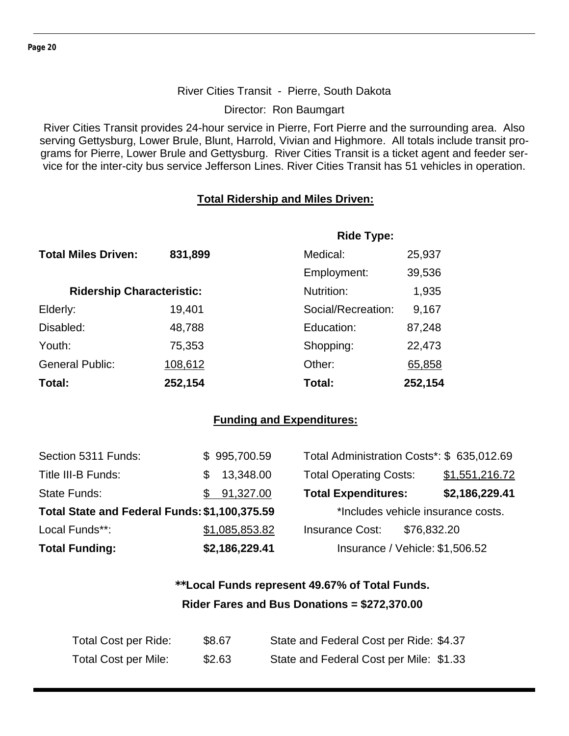River Cities Transit - Pierre, South Dakota

Director: Ron Baumgart

River Cities Transit provides 24-hour service in Pierre, Fort Pierre and the surrounding area. Also serving Gettysburg, Lower Brule, Blunt, Harrold, Vivian and Highmore. All totals include transit programs for Pierre, Lower Brule and Gettysburg. River Cities Transit is a ticket agent and feeder service for the inter-city bus service Jefferson Lines. River Cities Transit has 51 vehicles in operation.

## Total Ridership and Miles Driven:

**Total Miles Driven: 831,899**

| **Ridership Characteristic:** | |
|---|---|
| Elderly: | 19,401 |
| Disabled: | 48,788 |
| Youth: | 75,353 |
| General Public: | 108,612 |
| **Total:** | **252,154** |

| **Ride Type:** | |
|---|---|
| Medical: | 25,937 |
| Employment: | 39,536 |
| Nutrition: | 1,935 |
| Social/Recreation: | 9,167 |
| Education: | 87,248 |
| Shopping: | 22,473 |
| Other: | 65,858 |
| **Total:** | **252,154** |

## Funding and Expenditures:

| Funding | |
|---|---|
| Section 5311 Funds: | $ 995,700.59 |
| Title III-B Funds: | $ 13,348.00 |
| State Funds: | $ 91,327.00 |
| **Total State and Federal Funds:** | **$1,100,375.59** |
| Local Funds**: | $1,085,853.82 |
| **Total Funding:** | **$2,186,229.41** |

| Expenditures | |
|---|---|
| Total Administration Costs*: | $ 635,012.69 |
| Total Operating Costs: | $1,551,216.72 |
| **Total Expenditures:** | **$2,186,229.41** |

*Includes vehicle insurance costs.

Insurance Cost: $76,832.20

Insurance / Vehicle: $1,506.52

**\*\*Local Funds represent 49.67% of Total Funds.**

**Rider Fares and Bus Donations = $272,370.00**

| | | | |
|---|---|---|---|
| Total Cost per Ride: | $8.67 | State and Federal Cost per Ride: | $4.37 |
| Total Cost per Mile: | $2.63 | State and Federal Cost per Mile: | $1.33 |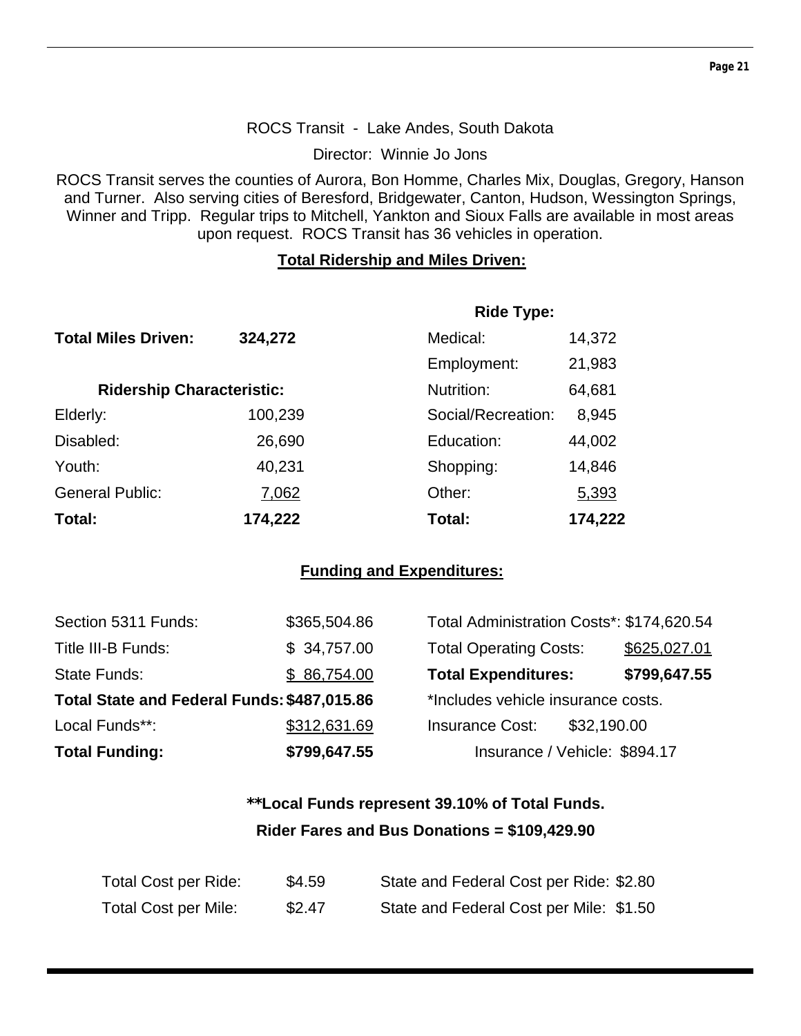ROCS Transit - Lake Andes, South Dakota

Director: Winnie Jo Jons

ROCS Transit serves the counties of Aurora, Bon Homme, Charles Mix, Douglas, Gregory, Hanson and Turner. Also serving cities of Beresford, Bridgewater, Canton, Hudson, Wessington Springs, Winner and Tripp. Regular trips to Mitchell, Yankton and Sioux Falls are available in most areas upon request. ROCS Transit has 36 vehicles in operation.

## Total Ridership and Miles Driven:

**Total Miles Driven:** **324,272**

| Ridership Characteristic: | | Ride Type: | |
|---|---|---|---|
| Elderly: | 100,239 | Medical: | 14,372 |
| Disabled: | 26,690 | Employment: | 21,983 |
| Youth: | 40,231 | Nutrition: | 64,681 |
| General Public: | 7,062 | Social/Recreation: | 8,945 |
| | | Education: | 44,002 |
| | | Shopping: | 14,846 |
| | | Other: | 5,393 |
| **Total:** | **174,222** | **Total:** | **174,222** |

## Funding and Expenditures:

| | | | |
|---|---|---|---|
| Section 5311 Funds: | $365,504.86 | Total Administration Costs*: | $174,620.54 |
| Title III-B Funds: | $ 34,757.00 | Total Operating Costs: | $625,027.01 |
| State Funds: | $ 86,754.00 | **Total Expenditures:** | **$799,647.55** |
| **Total State and Federal Funds:** | **$487,015.86** | *Includes vehicle insurance costs. | |
| Local Funds**: | $312,631.69 | Insurance Cost: | $32,190.00 |
| **Total Funding:** | **$799,647.55** | Insurance / Vehicle: | $894.17 |

**\*\*Local Funds represent 39.10% of Total Funds.**

**Rider Fares and Bus Donations = $109,429.90**

| | | | |
|---|---|---|---|
| Total Cost per Ride: | $4.59 | State and Federal Cost per Ride: | $2.80 |
| Total Cost per Mile: | $2.47 | State and Federal Cost per Mile: | $1.50 |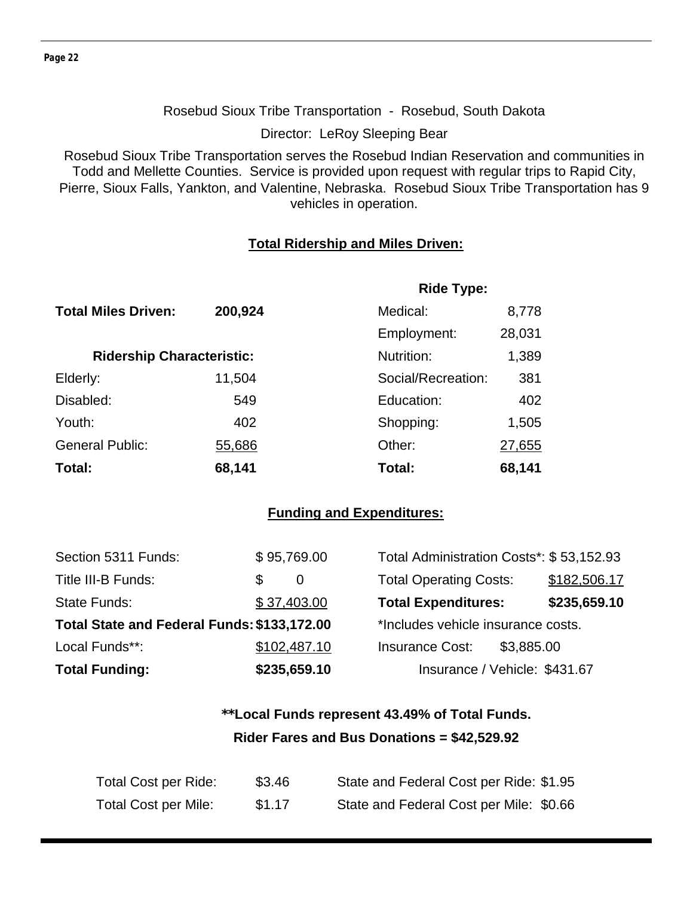Rosebud Sioux Tribe Transportation - Rosebud, South Dakota

Director: LeRoy Sleeping Bear

Rosebud Sioux Tribe Transportation serves the Rosebud Indian Reservation and communities in Todd and Mellette Counties. Service is provided upon request with regular trips to Rapid City, Pierre, Sioux Falls, Yankton, and Valentine, Nebraska. Rosebud Sioux Tribe Transportation has 9 vehicles in operation.

## Total Ridership and Miles Driven:

**Total Miles Driven:** **200,924**

| Ridership Characteristic: | | Ride Type: | |
|---|---|---|---|
| | | Medical: | 8,778 |
| | | Employment: | 28,031 |
| | | Nutrition: | 1,389 |
| Elderly: | 11,504 | Social/Recreation: | 381 |
| Disabled: | 549 | Education: | 402 |
| Youth: | 402 | Shopping: | 1,505 |
| General Public: | 55,686 | Other: | 27,655 |
| **Total:** | **68,141** | **Total:** | **68,141** |

## Funding and Expenditures:

| | | | |
|---|---|---|---|
| Section 5311 Funds: | $ 95,769.00 | Total Administration Costs*: | $ 53,152.93 |
| Title III-B Funds: | $ 0 | Total Operating Costs: | $182,506.17 |
| State Funds: | $ 37,403.00 | **Total Expenditures:** | **$235,659.10** |
| **Total State and Federal Funds:** | **$133,172.00** | *Includes vehicle insurance costs. | |
| Local Funds**: | $102,487.10 | Insurance Cost: | $3,885.00 |
| **Total Funding:** | **$235,659.10** | Insurance / Vehicle: | $431.67 |

**Local Funds represent 43.49% of Total Funds.**

**Rider Fares and Bus Donations = $42,529.92**

| | | | |
|---|---|---|---|
| Total Cost per Ride: | $3.46 | State and Federal Cost per Ride: | $1.95 |
| Total Cost per Mile: | $1.17 | State and Federal Cost per Mile: | $0.66 |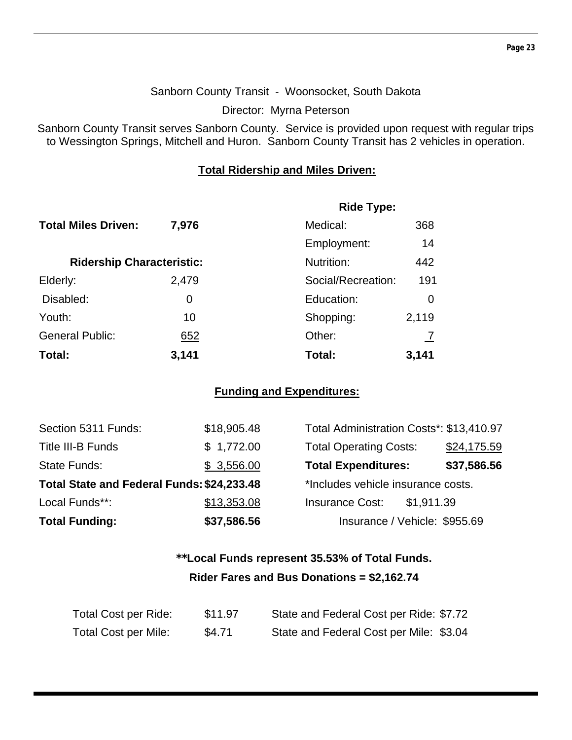Sanborn County Transit - Woonsocket, South Dakota

Director: Myrna Peterson

Sanborn County Transit serves Sanborn County. Service is provided upon request with regular trips to Wessington Springs, Mitchell and Huron. Sanborn County Transit has 2 vehicles in operation.

## Total Ridership and Miles Driven:

**Total Miles Driven:** **7,976**

| **Ridership Characteristic:** | |
|---|---|
| Elderly: | 2,479 |
| Disabled: | 0 |
| Youth: | 10 |
| General Public: | 652 |
| **Total:** | **3,141** |

| **Ride Type:** | |
|---|---|
| Medical: | 368 |
| Employment: | 14 |
| Nutrition: | 442 |
| Social/Recreation: | 191 |
| Education: | 0 |
| Shopping: | 2,119 |
| Other: | 7 |
| **Total:** | **3,141** |

## Funding and Expenditures:

| | |
|---|---|
| Section 5311 Funds: | $18,905.48 |
| Title III-B Funds | $ 1,772.00 |
| State Funds: | $ 3,556.00 |
| **Total State and Federal Funds:** | **$24,233.48** |
| Local Funds**: | $13,353.08 |
| **Total Funding:** | **$37,586.56** |

| | |
|---|---|
| Total Administration Costs*: | $13,410.97 |
| Total Operating Costs: | $24,175.59 |
| **Total Expenditures:** | **$37,586.56** |

*Includes vehicle insurance costs.

Insurance Cost: $1,911.39

Insurance / Vehicle: $955.69

**\*\*Local Funds represent 35.53% of Total Funds.**

**Rider Fares and Bus Donations = $2,162.74**

| | | | |
|---|---|---|---|
| Total Cost per Ride: | $11.97 | State and Federal Cost per Ride: | $7.72 |
| Total Cost per Mile: | $4.71 | State and Federal Cost per Mile: | $3.04 |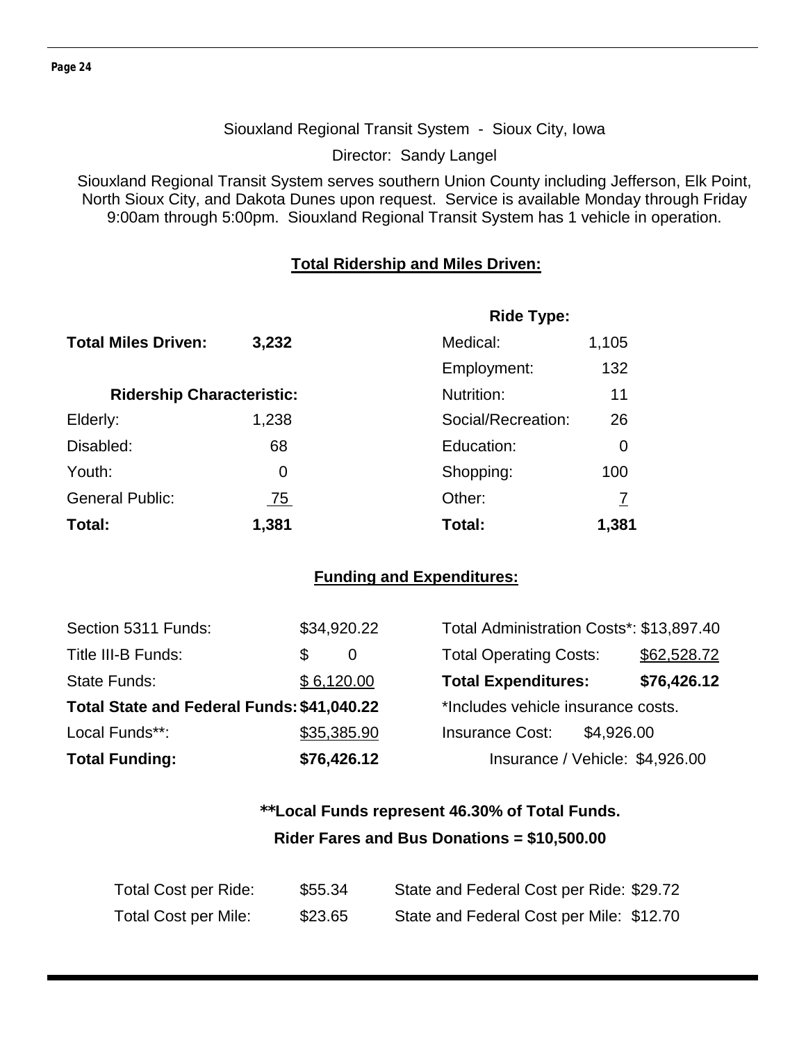Siouxland Regional Transit System - Sioux City, Iowa

Director: Sandy Langel

Siouxland Regional Transit System serves southern Union County including Jefferson, Elk Point, North Sioux City, and Dakota Dunes upon request. Service is available Monday through Friday 9:00am through 5:00pm. Siouxland Regional Transit System has 1 vehicle in operation.

## Total Ridership and Miles Driven:

**Total Miles Driven:** **3,232**

| **Ridership Characteristic:** | |
|---|---|
| Elderly: | 1,238 |
| Disabled: | 68 |
| Youth: | 0 |
| General Public: | 75 |
| **Total:** | **1,381** |

| **Ride Type:** | |
|---|---|
| Medical: | 1,105 |
| Employment: | 132 |
| Nutrition: | 11 |
| Social/Recreation: | 26 |
| Education: | 0 |
| Shopping: | 100 |
| Other: | 7 |
| **Total:** | **1,381** |

## Funding and Expenditures:

| | |
|---|---|
| Section 5311 Funds: | $34,920.22 |
| Title III-B Funds: | $ 0 |
| State Funds: | $ 6,120.00 |
| **Total State and Federal Funds:** | **$41,040.22** |
| Local Funds**: | $35,385.90 |
| **Total Funding:** | **$76,426.12** |

| | |
|---|---|
| Total Administration Costs*: | $13,897.40 |
| Total Operating Costs: | $62,528.72 |
| **Total Expenditures:** | **$76,426.12** |

*Includes vehicle insurance costs.

Insurance Cost: $4,926.00

Insurance / Vehicle: $4,926.00

**Local Funds represent 46.30% of Total Funds.**

**Rider Fares and Bus Donations = $10,500.00**

| | | | |
|---|---|---|---|
| Total Cost per Ride: | $55.34 | State and Federal Cost per Ride: | $29.72 |
| Total Cost per Mile: | $23.65 | State and Federal Cost per Mile: | $12.70 |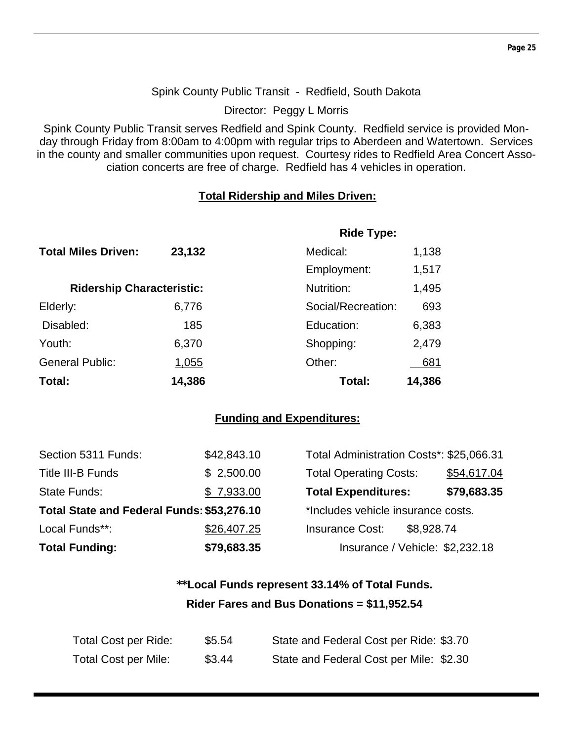Spink County Public Transit - Redfield, South Dakota

Director: Peggy L Morris

Spink County Public Transit serves Redfield and Spink County. Redfield service is provided Monday through Friday from 8:00am to 4:00pm with regular trips to Aberdeen and Watertown. Services in the county and smaller communities upon request. Courtesy rides to Redfield Area Concert Association concerts are free of charge. Redfield has 4 vehicles in operation.

## Total Ridership and Miles Driven:

**Total Miles Driven:** **23,132**

| Ridership Characteristic: | | Ride Type: | |
|---|---|---|---|
| Elderly: | 6,776 | Medical: | 1,138 |
| Disabled: | 185 | Employment: | 1,517 |
| Youth: | 6,370 | Nutrition: | 1,495 |
| General Public: | 1,055 | Social/Recreation: | 693 |
| | | Education: | 6,383 |
| | | Shopping: | 2,479 |
| | | Other: | 681 |
| **Total:** | **14,386** | **Total:** | **14,386** |

## Funding and Expenditures:

| | | | |
|---|---|---|---|
| Section 5311 Funds: | $42,843.10 | Total Administration Costs*: | $25,066.31 |
| Title III-B Funds | $ 2,500.00 | Total Operating Costs: | $54,617.04 |
| State Funds: | $ 7,933.00 | **Total Expenditures:** | **$79,683.35** |
| **Total State and Federal Funds:** | **$53,276.10** | *Includes vehicle insurance costs. | |
| Local Funds**: | $26,407.25 | Insurance Cost: | $8,928.74 |
| **Total Funding:** | **$79,683.35** | Insurance / Vehicle: | $2,232.18 |

**\*\*Local Funds represent 33.14% of Total Funds.**

**Rider Fares and Bus Donations = $11,952.54**

| | | | |
|---|---|---|---|
| Total Cost per Ride: | $5.54 | State and Federal Cost per Ride: | $3.70 |
| Total Cost per Mile: | $3.44 | State and Federal Cost per Mile: | $2.30 |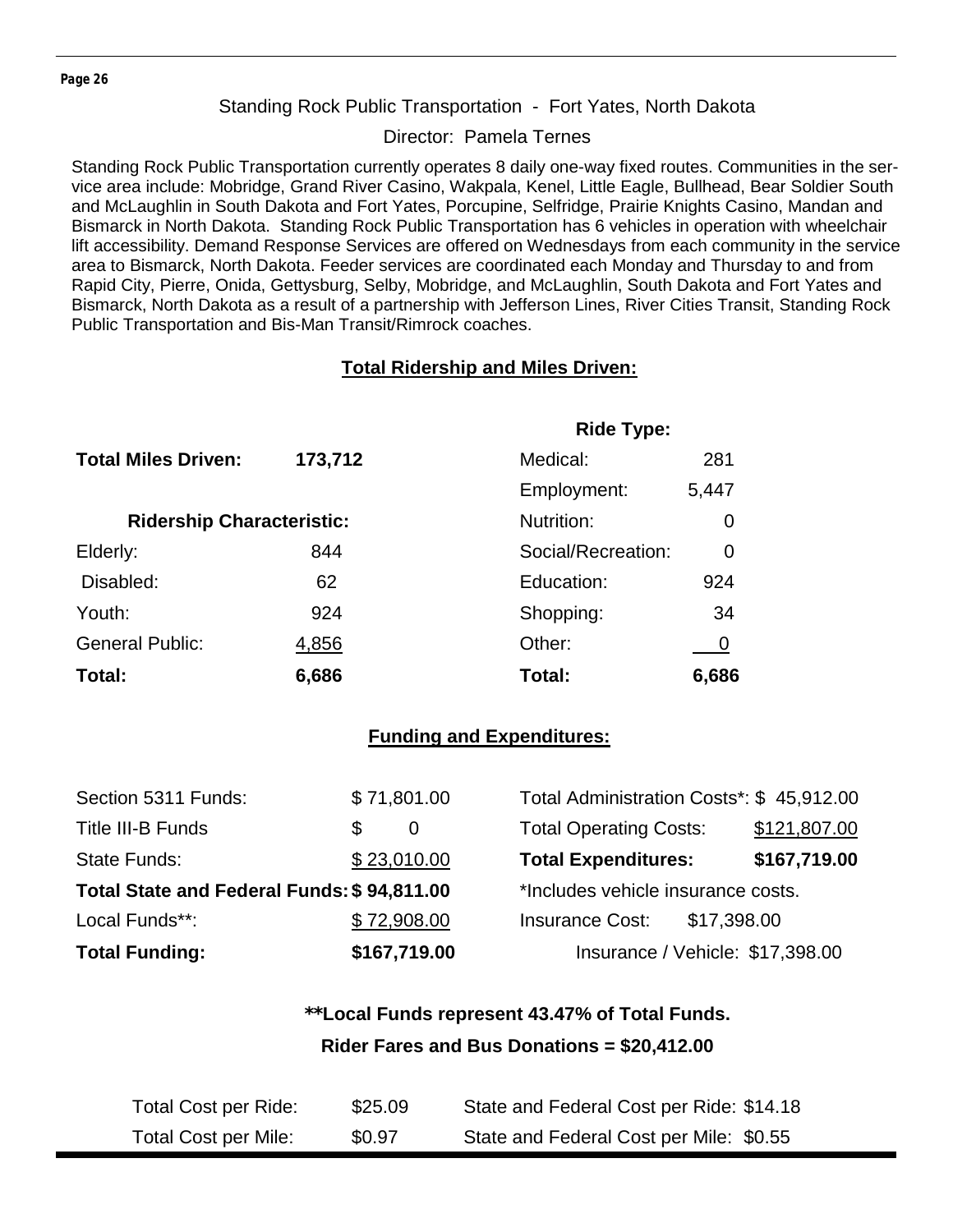## Standing Rock Public Transportation - Fort Yates, North Dakota

Director: Pamela Ternes

Standing Rock Public Transportation currently operates 8 daily one-way fixed routes. Communities in the service area include: Mobridge, Grand River Casino, Wakpala, Kenel, Little Eagle, Bullhead, Bear Soldier South and McLaughlin in South Dakota and Fort Yates, Porcupine, Selfridge, Prairie Knights Casino, Mandan and Bismarck in North Dakota. Standing Rock Public Transportation has 6 vehicles in operation with wheelchair lift accessibility. Demand Response Services are offered on Wednesdays from each community in the service area to Bismarck, North Dakota. Feeder services are coordinated each Monday and Thursday to and from Rapid City, Pierre, Onida, Gettysburg, Selby, Mobridge, and McLaughlin, South Dakota and Fort Yates and Bismarck, North Dakota as a result of a partnership with Jefferson Lines, River Cities Transit, Standing Rock Public Transportation and Bis-Man Transit/Rimrock coaches.

### Total Ridership and Miles Driven:

**Total Miles Driven: 173,712**

| Ridership Characteristic: | |
|---|---|
| Elderly: | 844 |
| Disabled: | 62 |
| Youth: | 924 |
| General Public: | 4,856 |
| **Total:** | **6,686** |

| Ride Type: | |
|---|---|
| Medical: | 281 |
| Employment: | 5,447 |
| Nutrition: | 0 |
| Social/Recreation: | 0 |
| Education: | 924 |
| Shopping: | 34 |
| Other: | 0 |
| **Total:** | **6,686** |

### Funding and Expenditures:

| | |
|---|---|
| Section 5311 Funds: | $ 71,801.00 |
| Title III-B Funds | $ 0 |
| State Funds: | $ 23,010.00 |
| **Total State and Federal Funds:** | **$ 94,811.00** |
| Local Funds**: | $ 72,908.00 |
| **Total Funding:** | **$167,719.00** |

| | |
|---|---|
| Total Administration Costs*: | $ 45,912.00 |
| Total Operating Costs: | $121,807.00 |
| **Total Expenditures:** | **$167,719.00** |

*Includes vehicle insurance costs.

Insurance Cost: $17,398.00

Insurance / Vehicle: $17,398.00

**\*\*Local Funds represent 43.47% of Total Funds.**

**Rider Fares and Bus Donations = $20,412.00**

| | | | |
|---|---|---|---|
| Total Cost per Ride: | $25.09 | State and Federal Cost per Ride: | $14.18 |
| Total Cost per Mile: | $0.97 | State and Federal Cost per Mile: | $0.55 |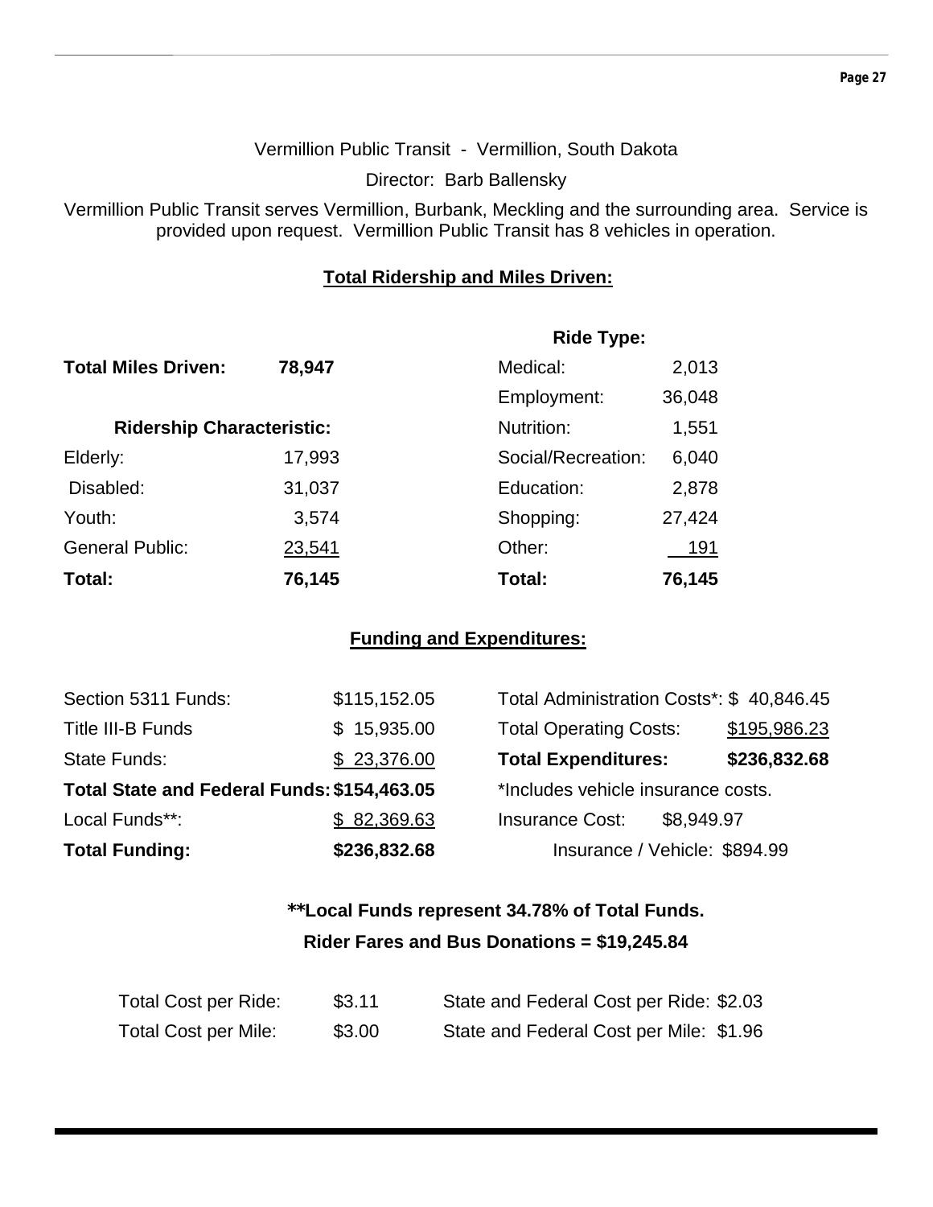Vermillion Public Transit - Vermillion, South Dakota

Director: Barb Ballensky

Vermillion Public Transit serves Vermillion, Burbank, Meckling and the surrounding area. Service is provided upon request. Vermillion Public Transit has 8 vehicles in operation.

## Total Ridership and Miles Driven:

**Total Miles Driven:** **78,947**

| **Ridership Characteristic:** | | **Ride Type:** | |
|---|---|---|---|
| | | Medical: | 2,013 |
| | | Employment: | 36,048 |
| | | Nutrition: | 1,551 |
| Elderly: | 17,993 | Social/Recreation: | 6,040 |
| Disabled: | 31,037 | Education: | 2,878 |
| Youth: | 3,574 | Shopping: | 27,424 |
| General Public: | 23,541 | Other: | 191 |
| **Total:** | **76,145** | **Total:** | **76,145** |

## Funding and Expenditures:

| | | | |
|---|---|---|---|
| Section 5311 Funds: | $115,152.05 | Total Administration Costs*: | $ 40,846.45 |
| Title III-B Funds | $ 15,935.00 | Total Operating Costs: | $195,986.23 |
| State Funds: | $ 23,376.00 | **Total Expenditures:** | **$236,832.68** |
| **Total State and Federal Funds:** | **$154,463.05** | *Includes vehicle insurance costs. | |
| Local Funds**: | $ 82,369.63 | Insurance Cost: | $8,949.97 |
| **Total Funding:** | **$236,832.68** | Insurance / Vehicle: | $894.99 |

**\*\*Local Funds represent 34.78% of Total Funds.**

**Rider Fares and Bus Donations = $19,245.84**

| | | | |
|---|---|---|---|
| Total Cost per Ride: | $3.11 | State and Federal Cost per Ride: | $2.03 |
| Total Cost per Mile: | $3.00 | State and Federal Cost per Mile: | $1.96 |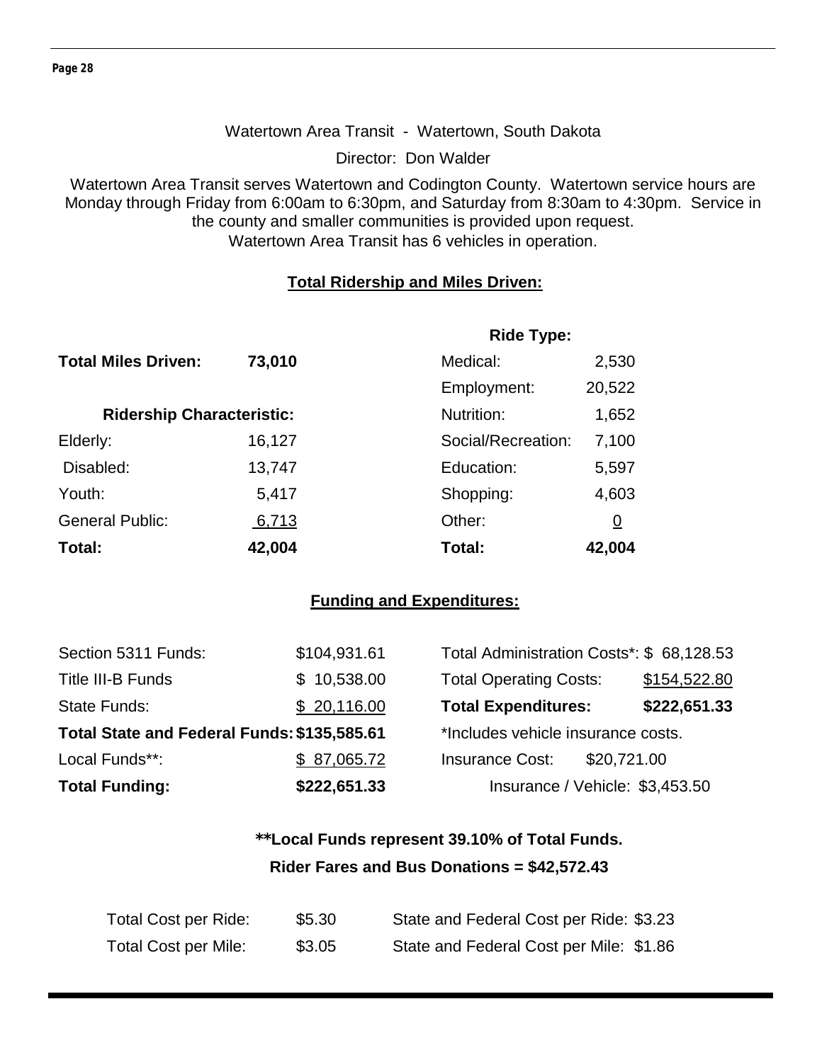Watertown Area Transit - Watertown, South Dakota

Director: Don Walder

Watertown Area Transit serves Watertown and Codington County. Watertown service hours are Monday through Friday from 6:00am to 6:30pm, and Saturday from 8:30am to 4:30pm. Service in the county and smaller communities is provided upon request.
Watertown Area Transit has 6 vehicles in operation.

**Total Ridership and Miles Driven:**

**Total Miles Driven:** **73,010**

| **Ridership Characteristic:** | | **Ride Type:** | |
|---|---|---|---|
| | | Medical: | 2,530 |
| | | Employment: | 20,522 |
| | | Nutrition: | 1,652 |
| Elderly: | 16,127 | Social/Recreation: | 7,100 |
| Disabled: | 13,747 | Education: | 5,597 |
| Youth: | 5,417 | Shopping: | 4,603 |
| General Public: | 6,713 | Other: | 0 |
| **Total:** | **42,004** | **Total:** | **42,004** |

**Funding and Expenditures:**

| | | | |
|---|---|---|---|
| Section 5311 Funds: | \$104,931.61 | Total Administration Costs*: | \$ 68,128.53 |
| Title III-B Funds | \$ 10,538.00 | Total Operating Costs: | \$154,522.80 |
| State Funds: | \$ 20,116.00 | **Total Expenditures:** | **\$222,651.33** |
| **Total State and Federal Funds:** | **\$135,585.61** | *Includes vehicle insurance costs. | |
| Local Funds**: | \$ 87,065.72 | Insurance Cost: | \$20,721.00 |
| **Total Funding:** | **\$222,651.33** | Insurance / Vehicle: | \$3,453.50 |

**\*\*Local Funds represent 39.10% of Total Funds.**

**Rider Fares and Bus Donations = \$42,572.43**

| | | | |
|---|---|---|---|
| Total Cost per Ride: | \$5.30 | State and Federal Cost per Ride: | \$3.23 |
| Total Cost per Mile: | \$3.05 | State and Federal Cost per Mile: | \$1.86 |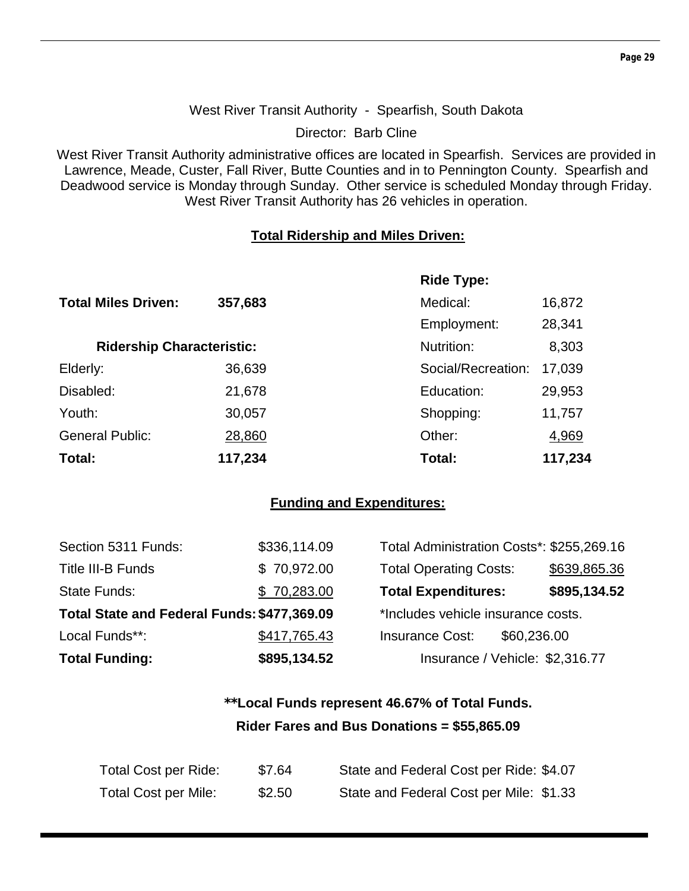West River Transit Authority - Spearfish, South Dakota

Director: Barb Cline

West River Transit Authority administrative offices are located in Spearfish. Services are provided in Lawrence, Meade, Custer, Fall River, Butte Counties and in to Pennington County. Spearfish and Deadwood service is Monday through Sunday. Other service is scheduled Monday through Friday. West River Transit Authority has 26 vehicles in operation.

## Total Ridership and Miles Driven:

**Total Miles Driven:** **357,683**

| Ridership Characteristic: | | Ride Type: | |
|---|---|---|---|
| | | Medical: | 16,872 |
| | | Employment: | 28,341 |
| | | Nutrition: | 8,303 |
| Elderly: | 36,639 | Social/Recreation: | 17,039 |
| Disabled: | 21,678 | Education: | 29,953 |
| Youth: | 30,057 | Shopping: | 11,757 |
| General Public: | 28,860 | Other: | 4,969 |
| **Total:** | **117,234** | **Total:** | **117,234** |

## Funding and Expenditures:

| | | | |
|---|---|---|---|
| Section 5311 Funds: | $336,114.09 | Total Administration Costs*: | $255,269.16 |
| Title III-B Funds | $ 70,972.00 | Total Operating Costs: | $639,865.36 |
| State Funds: | $ 70,283.00 | **Total Expenditures:** | **$895,134.52** |
| **Total State and Federal Funds:** | **$477,369.09** | *Includes vehicle insurance costs. | |
| Local Funds**: | $417,765.43 | Insurance Cost: | $60,236.00 |
| **Total Funding:** | **$895,134.52** | Insurance / Vehicle: | $2,316.77 |

**\*\*Local Funds represent 46.67% of Total Funds.**

**Rider Fares and Bus Donations = $55,865.09**

| | | | |
|---|---|---|---|
| Total Cost per Ride: | $7.64 | State and Federal Cost per Ride: | $4.07 |
| Total Cost per Mile: | $2.50 | State and Federal Cost per Mile: | $1.33 |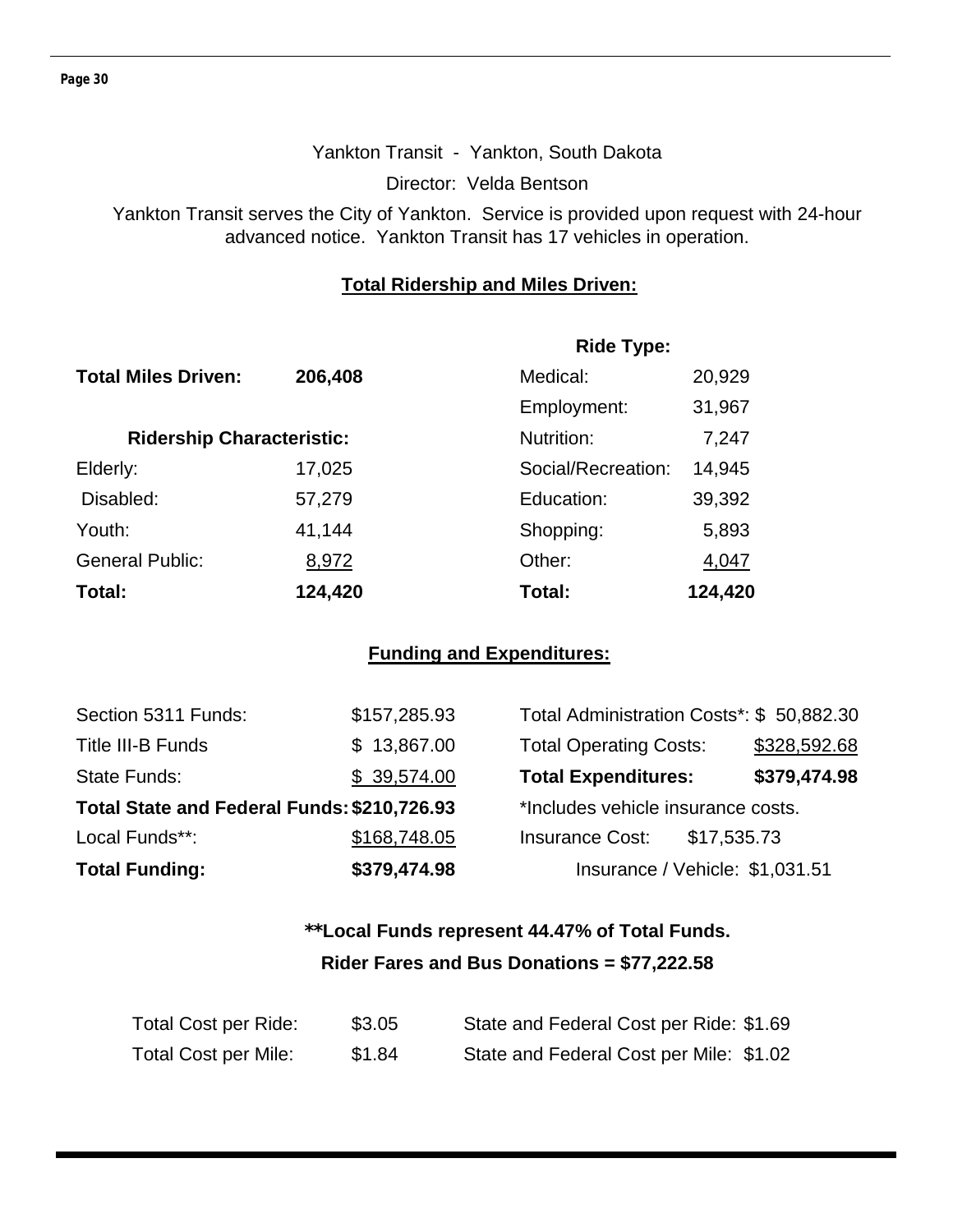Yankton Transit - Yankton, South Dakota

Director: Velda Bentson

Yankton Transit serves the City of Yankton. Service is provided upon request with 24-hour advanced notice. Yankton Transit has 17 vehicles in operation.

**Total Ridership and Miles Driven:**

| | | Ride Type: | |
|---|---|---|---|
| **Total Miles Driven:** | **206,408** | Medical: | 20,929 |
| | | Employment: | 31,967 |
| **Ridership Characteristic:** | | Nutrition: | 7,247 |
| Elderly: | 17,025 | Social/Recreation: | 14,945 |
| Disabled: | 57,279 | Education: | 39,392 |
| Youth: | 41,144 | Shopping: | 5,893 |
| General Public: | 8,972 | Other: | 4,047 |
| **Total:** | **124,420** | **Total:** | **124,420** |

**Funding and Expenditures:**

| | | | |
|---|---|---|---|
| Section 5311 Funds: | $157,285.93 | Total Administration Costs*: | $ 50,882.30 |
| Title III-B Funds | $ 13,867.00 | Total Operating Costs: | $328,592.68 |
| State Funds: | $ 39,574.00 | **Total Expenditures:** | **$379,474.98** |
| **Total State and Federal Funds:** | **$210,726.93** | *Includes vehicle insurance costs. | |
| Local Funds**: | $168,748.05 | Insurance Cost: | $17,535.73 |
| **Total Funding:** | **$379,474.98** | Insurance / Vehicle: | $1,031.51 |

**\*\*Local Funds represent 44.47% of Total Funds.**

**Rider Fares and Bus Donations = $77,222.58**

| | | | |
|---|---|---|---|
| Total Cost per Ride: | $3.05 | State and Federal Cost per Ride: | $1.69 |
| Total Cost per Mile: | $1.84 | State and Federal Cost per Mile: | $1.02 |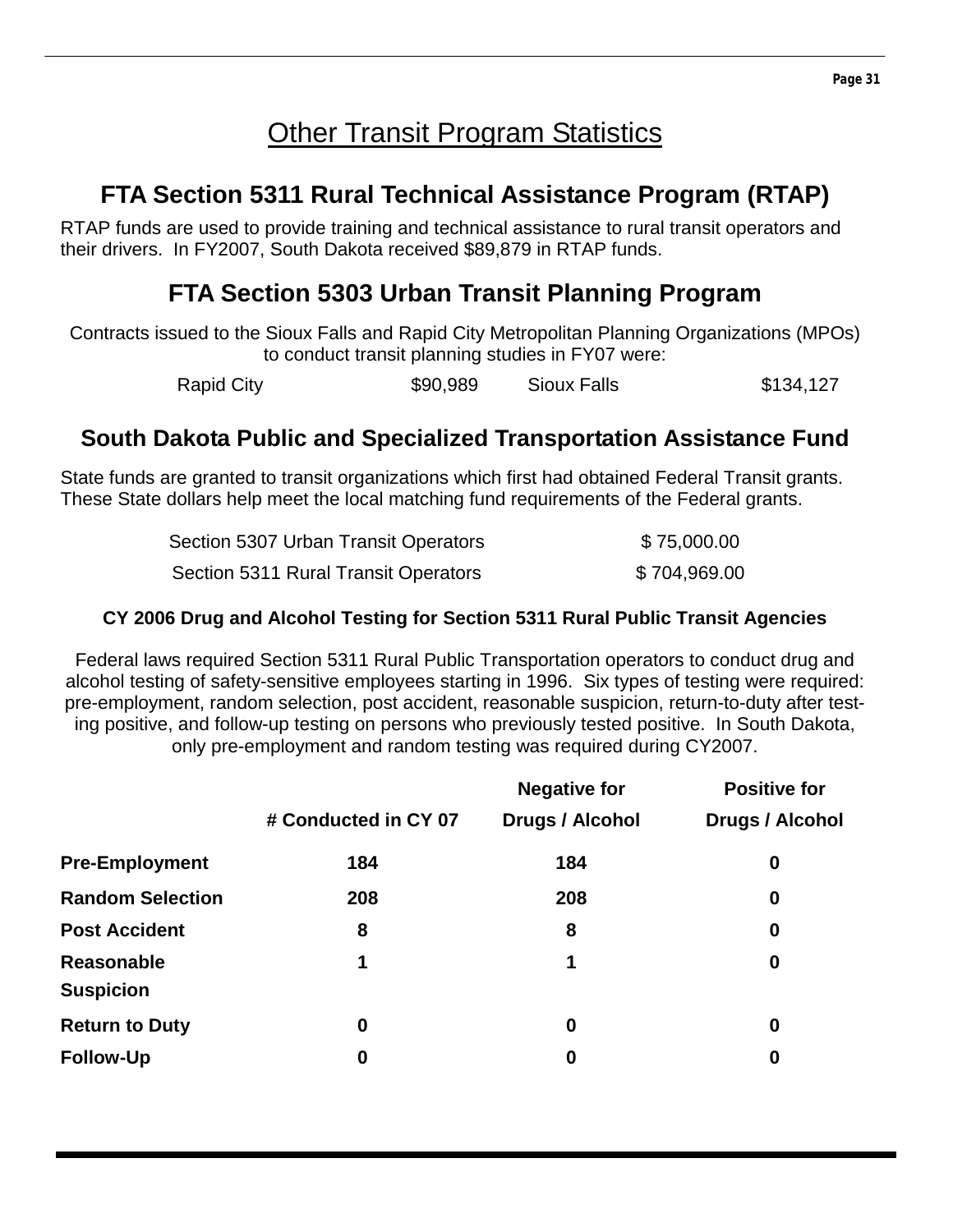# Other Transit Program Statistics

## FTA Section 5311 Rural Technical Assistance Program (RTAP)

RTAP funds are used to provide training and technical assistance to rural transit operators and their drivers. In FY2007, South Dakota received $89,879 in RTAP funds.

## FTA Section 5303 Urban Transit Planning Program

Contracts issued to the Sioux Falls and Rapid City Metropolitan Planning Organizations (MPOs) to conduct transit planning studies in FY07 were:

| Rapid City | $90,989 | Sioux Falls | $134,127 |
|---|---|---|---|

## South Dakota Public and Specialized Transportation Assistance Fund

State funds are granted to transit organizations which first had obtained Federal Transit grants. These State dollars help meet the local matching fund requirements of the Federal grants.

| | |
|---|---|
| Section 5307 Urban Transit Operators | $ 75,000.00 |
| Section 5311 Rural Transit Operators | $ 704,969.00 |

### CY 2006 Drug and Alcohol Testing for Section 5311 Rural Public Transit Agencies

Federal laws required Section 5311 Rural Public Transportation operators to conduct drug and alcohol testing of safety-sensitive employees starting in 1996. Six types of testing were required: pre-employment, random selection, post accident, reasonable suspicion, return-to-duty after testing positive, and follow-up testing on persons who previously tested positive. In South Dakota, only pre-employment and random testing was required during CY2007.

| | # Conducted in CY 07 | Negative for Drugs / Alcohol | Positive for Drugs / Alcohol |
|---|---|---|---|
| **Pre-Employment** | **184** | **184** | **0** |
| **Random Selection** | **208** | **208** | **0** |
| **Post Accident** | **8** | **8** | **0** |
| **Reasonable Suspicion** | **1** | **1** | **0** |
| **Return to Duty** | **0** | **0** | **0** |
| **Follow-Up** | **0** | **0** | **0** |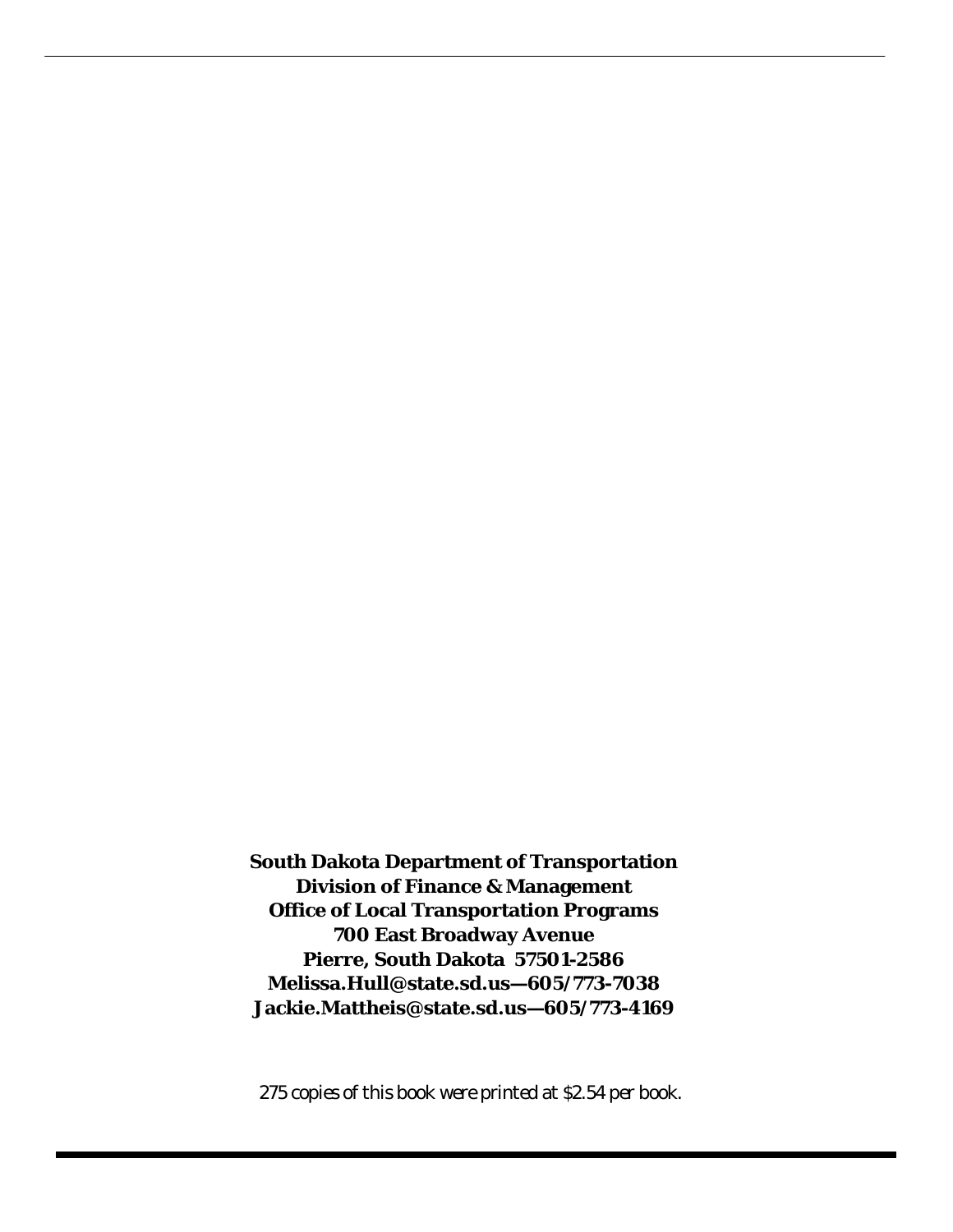**South Dakota Department of Transportation**
**Division of Finance & Management**
**Office of Local Transportation Programs**
**700 East Broadway Avenue**
**Pierre, South Dakota 57501-2586**
**Melissa.Hull@state.sd.us—605/773-7038**
**Jackie.Mattheis@state.sd.us—605/773-4169**

*275 copies of this book were printed at $2.54 per book.*